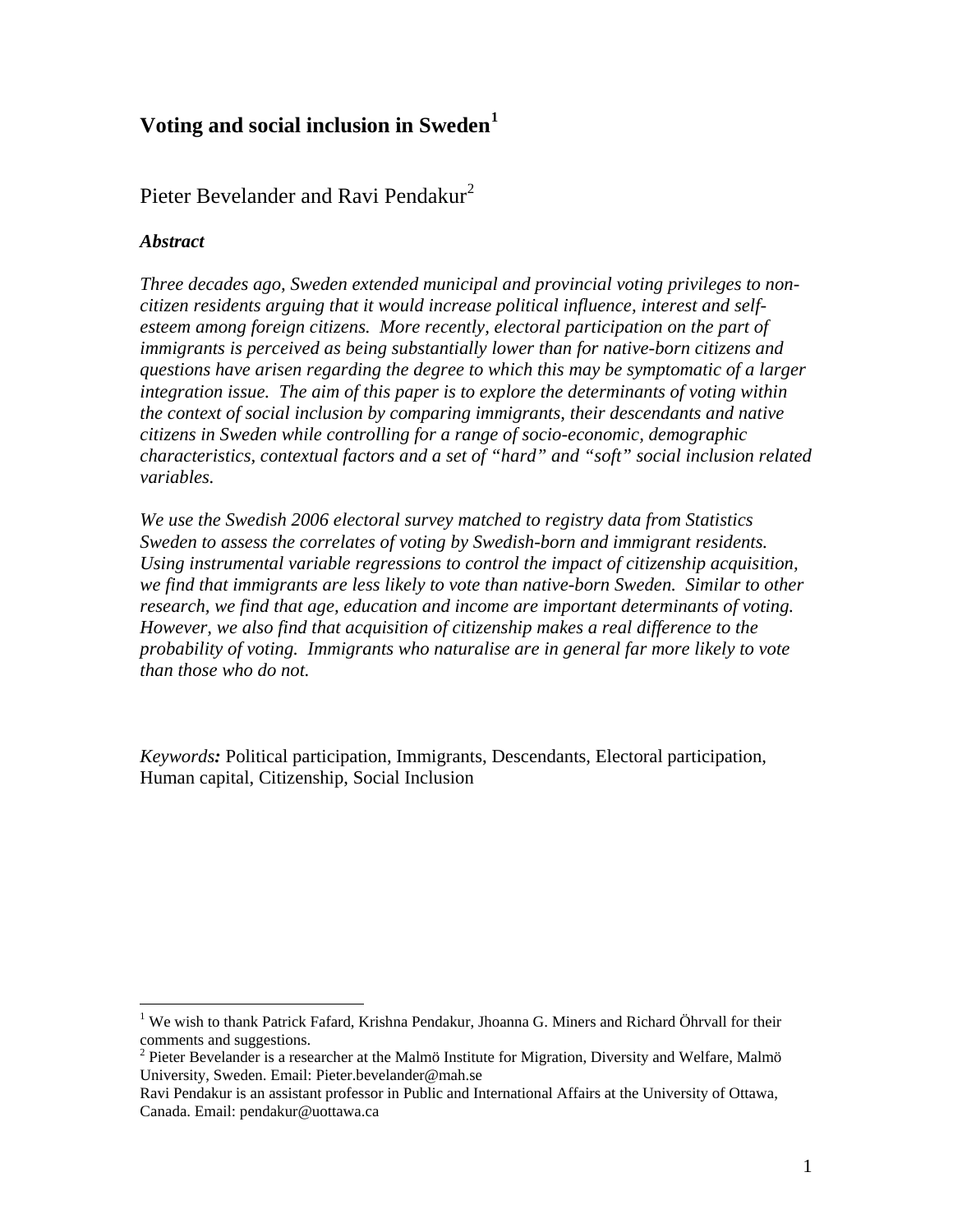# Voting and social inclusion in Sweden[1]

Pieter Bevelander and Ravi Pendakur[2]

***Abstract***

*Three decades ago, Sweden extended municipal and provincial voting privileges to non-citizen residents arguing that it would increase political influence, interest and self-esteem among foreign citizens. More recently, electoral participation on the part of immigrants is perceived as being substantially lower than for native-born citizens and questions have arisen regarding the degree to which this may be symptomatic of a larger integration issue. The aim of this paper is to explore the determinants of voting within the context of social inclusion by comparing immigrants, their descendants and native citizens in Sweden while controlling for a range of socio-economic, demographic characteristics, contextual factors and a set of "hard" and "soft" social inclusion related variables.*

*We use the Swedish 2006 electoral survey matched to registry data from Statistics Sweden to assess the correlates of voting by Swedish-born and immigrant residents. Using instrumental variable regressions to control the impact of citizenship acquisition, we find that immigrants are less likely to vote than native-born Sweden. Similar to other research, we find that age, education and income are important determinants of voting. However, we also find that acquisition of citizenship makes a real difference to the probability of voting. Immigrants who naturalise are in general far more likely to vote than those who do not.*

*Keywords:* Political participation, Immigrants, Descendants, Electoral participation, Human capital, Citizenship, Social Inclusion

---

[1] We wish to thank Patrick Fafard, Krishna Pendakur, Jhoanna G. Miners and Richard Öhrvall for their comments and suggestions.

[2] Pieter Bevelander is a researcher at the Malmö Institute for Migration, Diversity and Welfare, Malmö University, Sweden. Email: Pieter.bevelander@mah.se

Ravi Pendakur is an assistant professor in Public and International Affairs at the University of Ottawa, Canada. Email: pendakur@uottawa.ca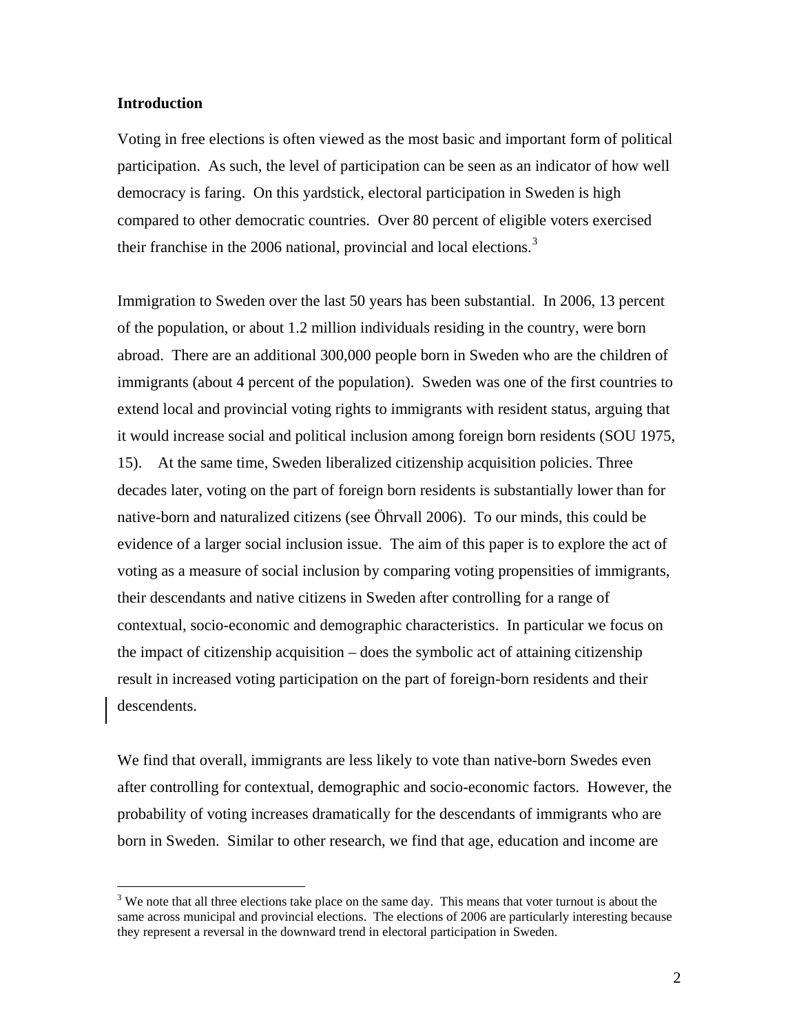**Introduction**

Voting in free elections is often viewed as the most basic and important form of political participation. As such, the level of participation can be seen as an indicator of how well democracy is faring. On this yardstick, electoral participation in Sweden is high compared to other democratic countries. Over 80 percent of eligible voters exercised their franchise in the 2006 national, provincial and local elections.[3]

Immigration to Sweden over the last 50 years has been substantial. In 2006, 13 percent of the population, or about 1.2 million individuals residing in the country, were born abroad. There are an additional 300,000 people born in Sweden who are the children of immigrants (about 4 percent of the population). Sweden was one of the first countries to extend local and provincial voting rights to immigrants with resident status, arguing that it would increase social and political inclusion among foreign born residents (SOU 1975, 15). At the same time, Sweden liberalized citizenship acquisition policies. Three decades later, voting on the part of foreign born residents is substantially lower than for native-born and naturalized citizens (see Öhrvall 2006). To our minds, this could be evidence of a larger social inclusion issue. The aim of this paper is to explore the act of voting as a measure of social inclusion by comparing voting propensities of immigrants, their descendants and native citizens in Sweden after controlling for a range of contextual, socio-economic and demographic characteristics. In particular we focus on the impact of citizenship acquisition – does the symbolic act of attaining citizenship result in increased voting participation on the part of foreign-born residents and their descendents.

We find that overall, immigrants are less likely to vote than native-born Swedes even after controlling for contextual, demographic and socio-economic factors. However, the probability of voting increases dramatically for the descendants of immigrants who are born in Sweden. Similar to other research, we find that age, education and income are

[3] We note that all three elections take place on the same day. This means that voter turnout is about the same across municipal and provincial elections. The elections of 2006 are particularly interesting because they represent a reversal in the downward trend in electoral participation in Sweden.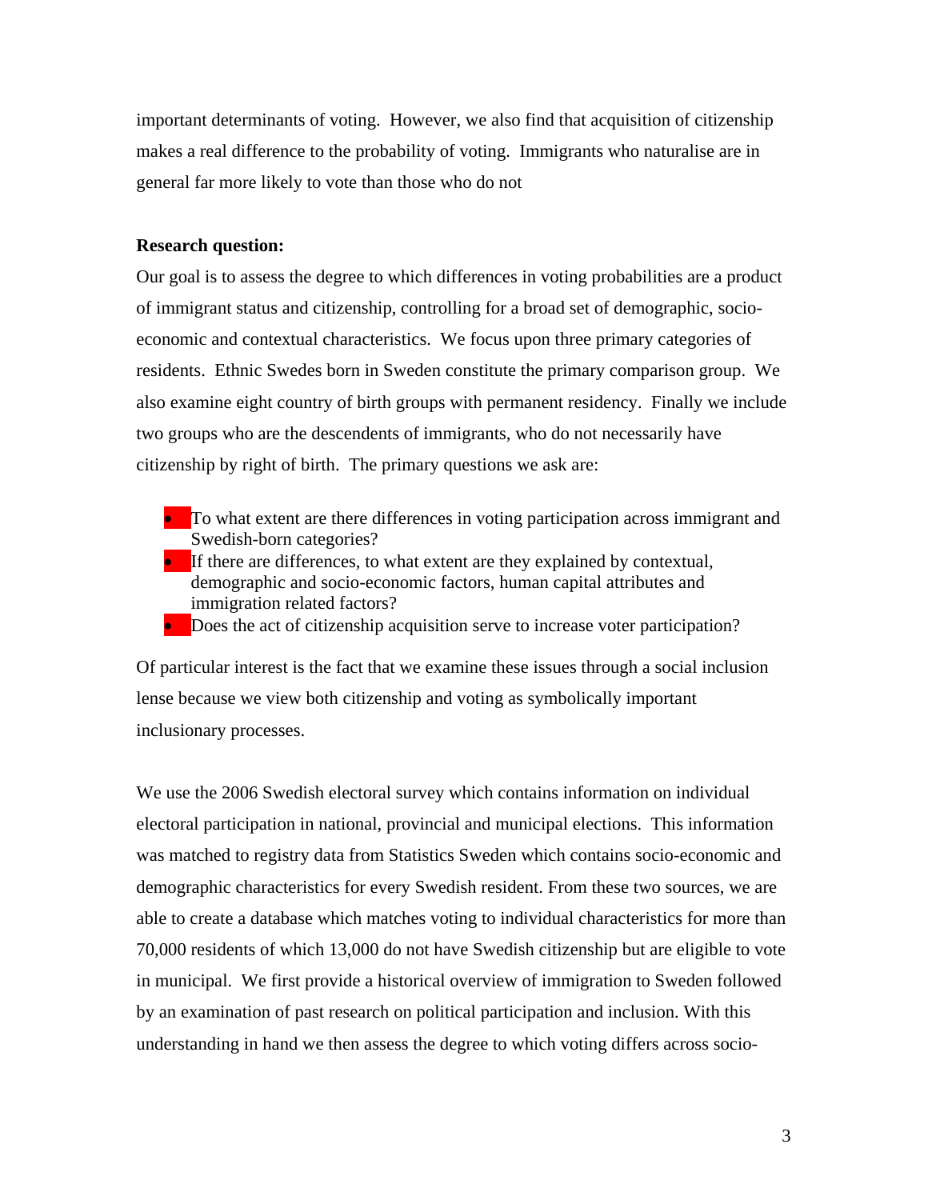important determinants of voting. However, we also find that acquisition of citizenship makes a real difference to the probability of voting. Immigrants who naturalise are in general far more likely to vote than those who do not

**Research question:**

Our goal is to assess the degree to which differences in voting probabilities are a product of immigrant status and citizenship, controlling for a broad set of demographic, socio-economic and contextual characteristics. We focus upon three primary categories of residents. Ethnic Swedes born in Sweden constitute the primary comparison group. We also examine eight country of birth groups with permanent residency. Finally we include two groups who are the descendents of immigrants, who do not necessarily have citizenship by right of birth. The primary questions we ask are:

- To what extent are there differences in voting participation across immigrant and Swedish-born categories?
- If there are differences, to what extent are they explained by contextual, demographic and socio-economic factors, human capital attributes and immigration related factors?
- Does the act of citizenship acquisition serve to increase voter participation?

Of particular interest is the fact that we examine these issues through a social inclusion lense because we view both citizenship and voting as symbolically important inclusionary processes.

We use the 2006 Swedish electoral survey which contains information on individual electoral participation in national, provincial and municipal elections. This information was matched to registry data from Statistics Sweden which contains socio-economic and demographic characteristics for every Swedish resident. From these two sources, we are able to create a database which matches voting to individual characteristics for more than 70,000 residents of which 13,000 do not have Swedish citizenship but are eligible to vote in municipal. We first provide a historical overview of immigration to Sweden followed by an examination of past research on political participation and inclusion. With this understanding in hand we then assess the degree to which voting differs across socio-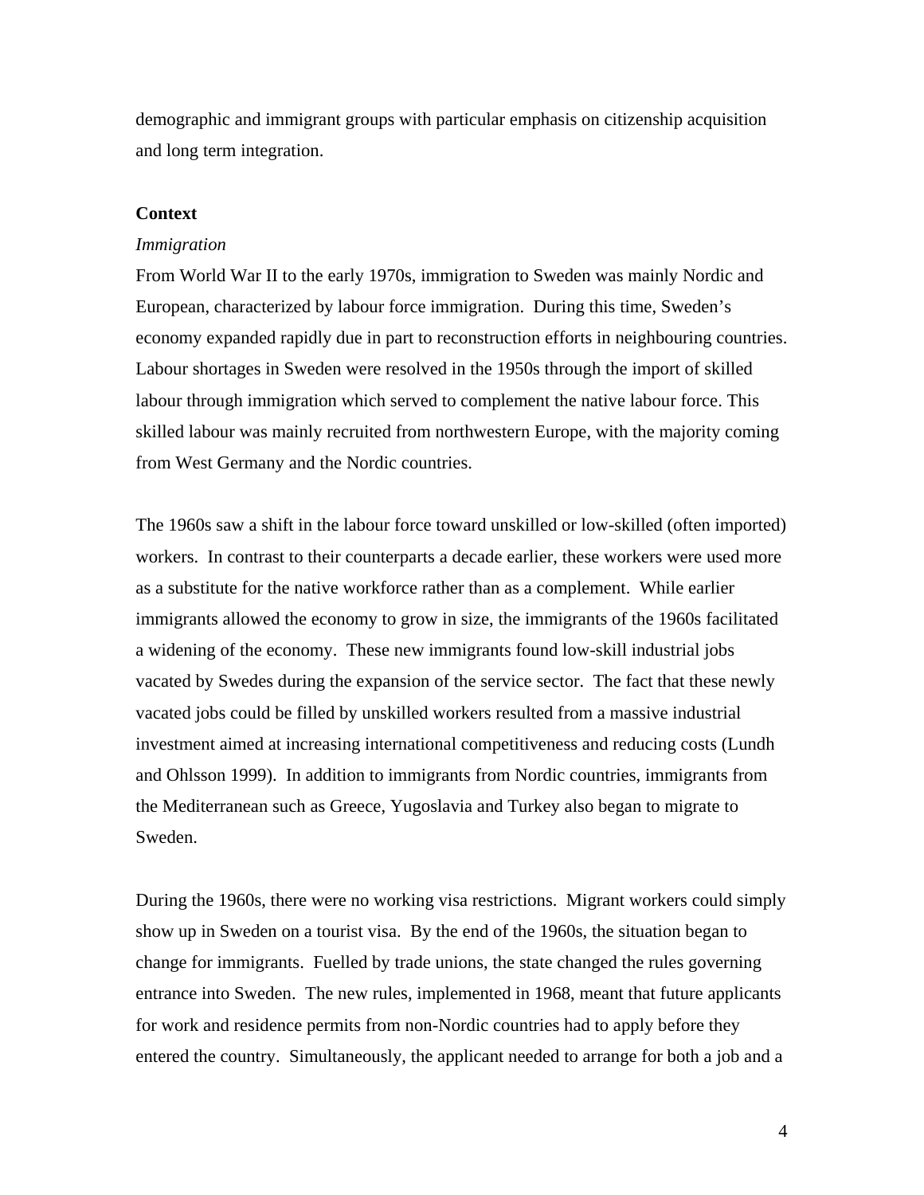demographic and immigrant groups with particular emphasis on citizenship acquisition and long term integration.

**Context**

*Immigration*

From World War II to the early 1970s, immigration to Sweden was mainly Nordic and European, characterized by labour force immigration. During this time, Sweden's economy expanded rapidly due in part to reconstruction efforts in neighbouring countries. Labour shortages in Sweden were resolved in the 1950s through the import of skilled labour through immigration which served to complement the native labour force. This skilled labour was mainly recruited from northwestern Europe, with the majority coming from West Germany and the Nordic countries.

The 1960s saw a shift in the labour force toward unskilled or low-skilled (often imported) workers. In contrast to their counterparts a decade earlier, these workers were used more as a substitute for the native workforce rather than as a complement. While earlier immigrants allowed the economy to grow in size, the immigrants of the 1960s facilitated a widening of the economy. These new immigrants found low-skill industrial jobs vacated by Swedes during the expansion of the service sector. The fact that these newly vacated jobs could be filled by unskilled workers resulted from a massive industrial investment aimed at increasing international competitiveness and reducing costs (Lundh and Ohlsson 1999). In addition to immigrants from Nordic countries, immigrants from the Mediterranean such as Greece, Yugoslavia and Turkey also began to migrate to Sweden.

During the 1960s, there were no working visa restrictions. Migrant workers could simply show up in Sweden on a tourist visa. By the end of the 1960s, the situation began to change for immigrants. Fuelled by trade unions, the state changed the rules governing entrance into Sweden. The new rules, implemented in 1968, meant that future applicants for work and residence permits from non-Nordic countries had to apply before they entered the country. Simultaneously, the applicant needed to arrange for both a job and a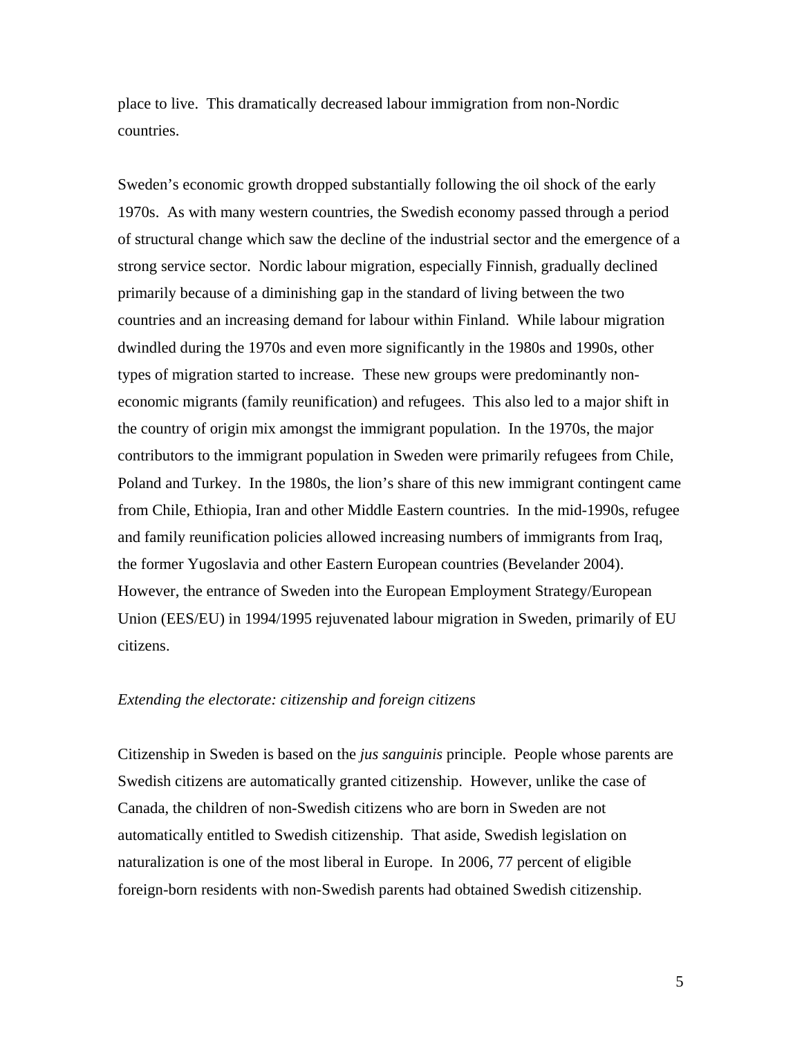place to live. This dramatically decreased labour immigration from non-Nordic countries.

Sweden's economic growth dropped substantially following the oil shock of the early 1970s. As with many western countries, the Swedish economy passed through a period of structural change which saw the decline of the industrial sector and the emergence of a strong service sector. Nordic labour migration, especially Finnish, gradually declined primarily because of a diminishing gap in the standard of living between the two countries and an increasing demand for labour within Finland. While labour migration dwindled during the 1970s and even more significantly in the 1980s and 1990s, other types of migration started to increase. These new groups were predominantly non-economic migrants (family reunification) and refugees. This also led to a major shift in the country of origin mix amongst the immigrant population. In the 1970s, the major contributors to the immigrant population in Sweden were primarily refugees from Chile, Poland and Turkey. In the 1980s, the lion's share of this new immigrant contingent came from Chile, Ethiopia, Iran and other Middle Eastern countries. In the mid-1990s, refugee and family reunification policies allowed increasing numbers of immigrants from Iraq, the former Yugoslavia and other Eastern European countries (Bevelander 2004). However, the entrance of Sweden into the European Employment Strategy/European Union (EES/EU) in 1994/1995 rejuvenated labour migration in Sweden, primarily of EU citizens.

*Extending the electorate: citizenship and foreign citizens*

Citizenship in Sweden is based on the *jus sanguinis* principle. People whose parents are Swedish citizens are automatically granted citizenship. However, unlike the case of Canada, the children of non-Swedish citizens who are born in Sweden are not automatically entitled to Swedish citizenship. That aside, Swedish legislation on naturalization is one of the most liberal in Europe. In 2006, 77 percent of eligible foreign-born residents with non-Swedish parents had obtained Swedish citizenship.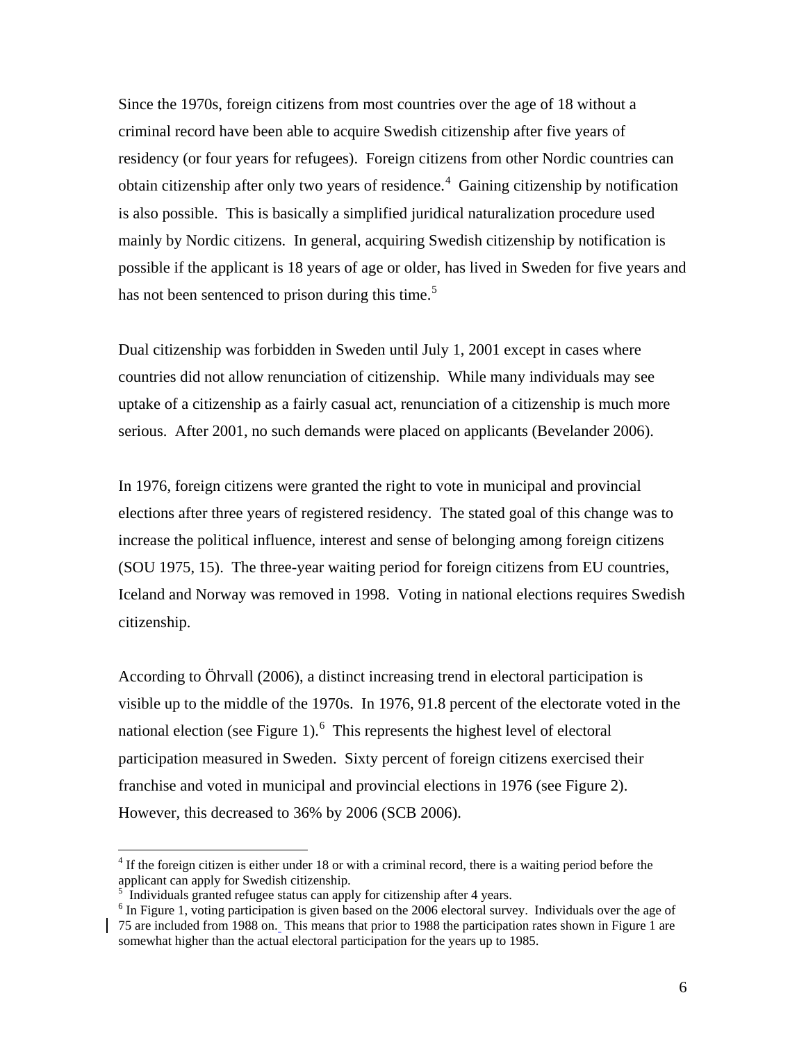Since the 1970s, foreign citizens from most countries over the age of 18 without a criminal record have been able to acquire Swedish citizenship after five years of residency (or four years for refugees). Foreign citizens from other Nordic countries can obtain citizenship after only two years of residence.[4] Gaining citizenship by notification is also possible. This is basically a simplified juridical naturalization procedure used mainly by Nordic citizens. In general, acquiring Swedish citizenship by notification is possible if the applicant is 18 years of age or older, has lived in Sweden for five years and has not been sentenced to prison during this time.[5]

Dual citizenship was forbidden in Sweden until July 1, 2001 except in cases where countries did not allow renunciation of citizenship. While many individuals may see uptake of a citizenship as a fairly casual act, renunciation of a citizenship is much more serious. After 2001, no such demands were placed on applicants (Bevelander 2006).

In 1976, foreign citizens were granted the right to vote in municipal and provincial elections after three years of registered residency. The stated goal of this change was to increase the political influence, interest and sense of belonging among foreign citizens (SOU 1975, 15). The three-year waiting period for foreign citizens from EU countries, Iceland and Norway was removed in 1998. Voting in national elections requires Swedish citizenship.

According to Öhrvall (2006), a distinct increasing trend in electoral participation is visible up to the middle of the 1970s. In 1976, 91.8 percent of the electorate voted in the national election (see Figure 1).[6] This represents the highest level of electoral participation measured in Sweden. Sixty percent of foreign citizens exercised their franchise and voted in municipal and provincial elections in 1976 (see Figure 2). However, this decreased to 36% by 2006 (SCB 2006).

---

[4] If the foreign citizen is either under 18 or with a criminal record, there is a waiting period before the applicant can apply for Swedish citizenship.

[5] Individuals granted refugee status can apply for citizenship after 4 years.

[6] In Figure 1, voting participation is given based on the 2006 electoral survey. Individuals over the age of 75 are included from 1988 on. This means that prior to 1988 the participation rates shown in Figure 1 are somewhat higher than the actual electoral participation for the years up to 1985.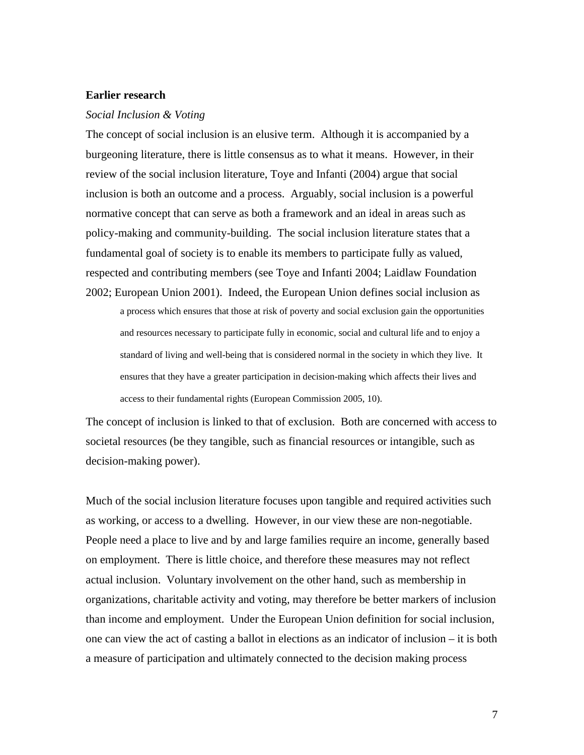**Earlier research**

*Social Inclusion & Voting*

The concept of social inclusion is an elusive term. Although it is accompanied by a burgeoning literature, there is little consensus as to what it means. However, in their review of the social inclusion literature, Toye and Infanti (2004) argue that social inclusion is both an outcome and a process. Arguably, social inclusion is a powerful normative concept that can serve as both a framework and an ideal in areas such as policy-making and community-building. The social inclusion literature states that a fundamental goal of society is to enable its members to participate fully as valued, respected and contributing members (see Toye and Infanti 2004; Laidlaw Foundation 2002; European Union 2001). Indeed, the European Union defines social inclusion as

> a process which ensures that those at risk of poverty and social exclusion gain the opportunities and resources necessary to participate fully in economic, social and cultural life and to enjoy a standard of living and well-being that is considered normal in the society in which they live. It ensures that they have a greater participation in decision-making which affects their lives and access to their fundamental rights (European Commission 2005, 10).

The concept of inclusion is linked to that of exclusion. Both are concerned with access to societal resources (be they tangible, such as financial resources or intangible, such as decision-making power).

Much of the social inclusion literature focuses upon tangible and required activities such as working, or access to a dwelling. However, in our view these are non-negotiable. People need a place to live and by and large families require an income, generally based on employment. There is little choice, and therefore these measures may not reflect actual inclusion. Voluntary involvement on the other hand, such as membership in organizations, charitable activity and voting, may therefore be better markers of inclusion than income and employment. Under the European Union definition for social inclusion, one can view the act of casting a ballot in elections as an indicator of inclusion – it is both a measure of participation and ultimately connected to the decision making process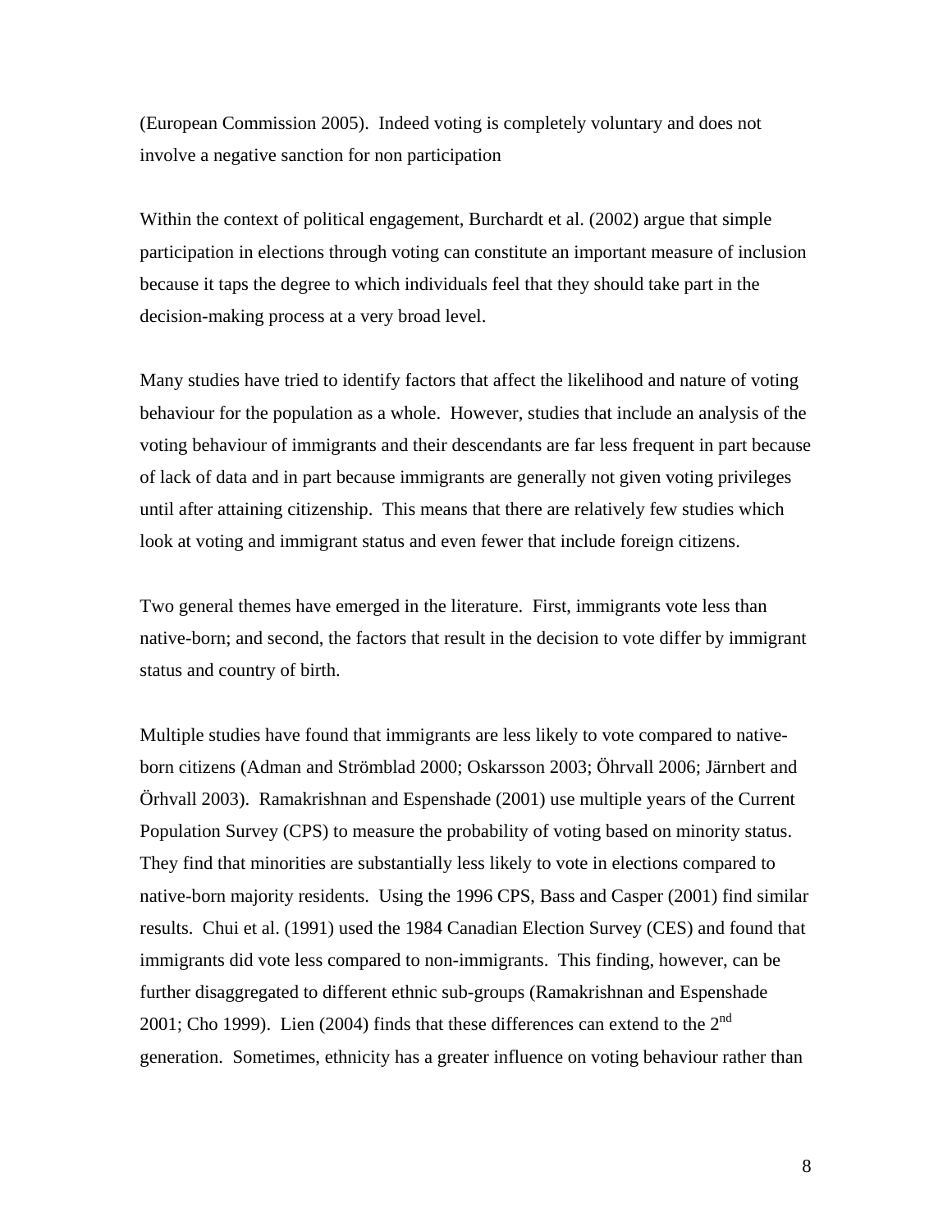(European Commission 2005). Indeed voting is completely voluntary and does not involve a negative sanction for non participation

Within the context of political engagement, Burchardt et al. (2002) argue that simple participation in elections through voting can constitute an important measure of inclusion because it taps the degree to which individuals feel that they should take part in the decision-making process at a very broad level.

Many studies have tried to identify factors that affect the likelihood and nature of voting behaviour for the population as a whole. However, studies that include an analysis of the voting behaviour of immigrants and their descendants are far less frequent in part because of lack of data and in part because immigrants are generally not given voting privileges until after attaining citizenship. This means that there are relatively few studies which look at voting and immigrant status and even fewer that include foreign citizens.

Two general themes have emerged in the literature. First, immigrants vote less than native-born; and second, the factors that result in the decision to vote differ by immigrant status and country of birth.

Multiple studies have found that immigrants are less likely to vote compared to native-born citizens (Adman and Strömblad 2000; Oskarsson 2003; Öhrvall 2006; Järnbert and Örhvall 2003). Ramakrishnan and Espenshade (2001) use multiple years of the Current Population Survey (CPS) to measure the probability of voting based on minority status. They find that minorities are substantially less likely to vote in elections compared to native-born majority residents. Using the 1996 CPS, Bass and Casper (2001) find similar results. Chui et al. (1991) used the 1984 Canadian Election Survey (CES) and found that immigrants did vote less compared to non-immigrants. This finding, however, can be further disaggregated to different ethnic sub-groups (Ramakrishnan and Espenshade 2001; Cho 1999). Lien (2004) finds that these differences can extend to the 2nd generation. Sometimes, ethnicity has a greater influence on voting behaviour rather than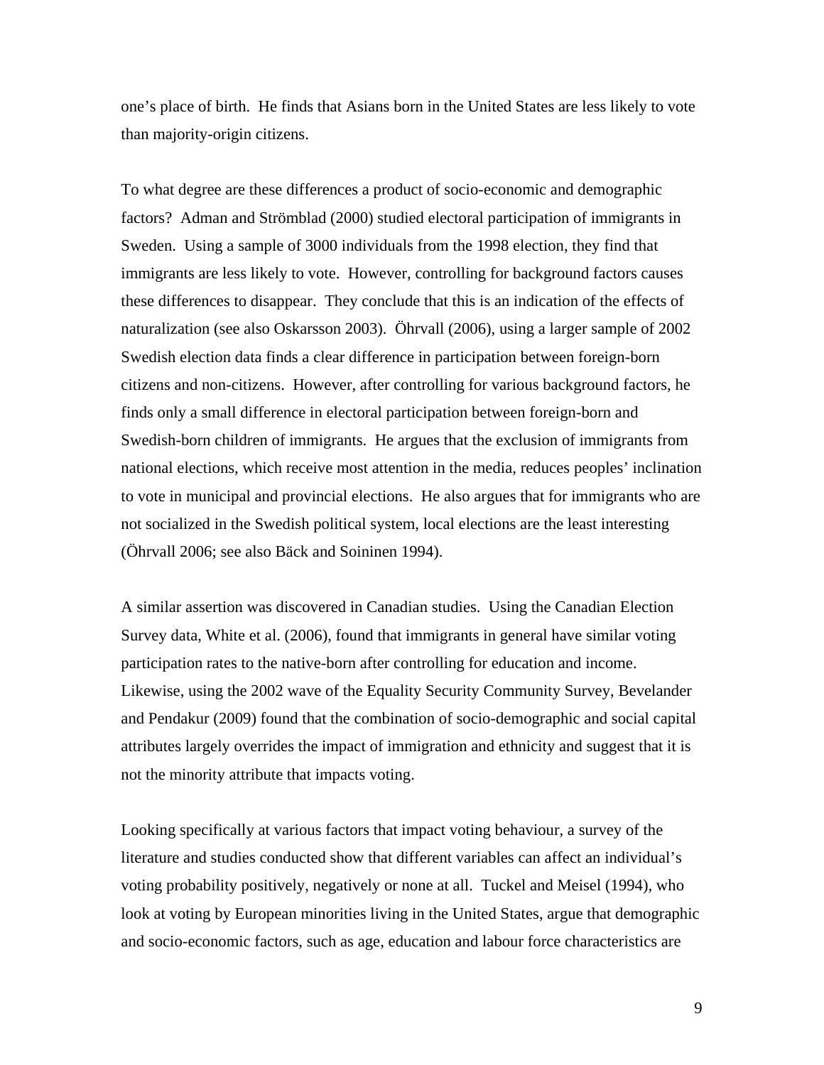one's place of birth. He finds that Asians born in the United States are less likely to vote than majority-origin citizens.

To what degree are these differences a product of socio-economic and demographic factors? Adman and Strömblad (2000) studied electoral participation of immigrants in Sweden. Using a sample of 3000 individuals from the 1998 election, they find that immigrants are less likely to vote. However, controlling for background factors causes these differences to disappear. They conclude that this is an indication of the effects of naturalization (see also Oskarsson 2003). Öhrvall (2006), using a larger sample of 2002 Swedish election data finds a clear difference in participation between foreign-born citizens and non-citizens. However, after controlling for various background factors, he finds only a small difference in electoral participation between foreign-born and Swedish-born children of immigrants. He argues that the exclusion of immigrants from national elections, which receive most attention in the media, reduces peoples' inclination to vote in municipal and provincial elections. He also argues that for immigrants who are not socialized in the Swedish political system, local elections are the least interesting (Öhrvall 2006; see also Bäck and Soininen 1994).

A similar assertion was discovered in Canadian studies. Using the Canadian Election Survey data, White et al. (2006), found that immigrants in general have similar voting participation rates to the native-born after controlling for education and income. Likewise, using the 2002 wave of the Equality Security Community Survey, Bevelander and Pendakur (2009) found that the combination of socio-demographic and social capital attributes largely overrides the impact of immigration and ethnicity and suggest that it is not the minority attribute that impacts voting.

Looking specifically at various factors that impact voting behaviour, a survey of the literature and studies conducted show that different variables can affect an individual's voting probability positively, negatively or none at all. Tuckel and Meisel (1994), who look at voting by European minorities living in the United States, argue that demographic and socio-economic factors, such as age, education and labour force characteristics are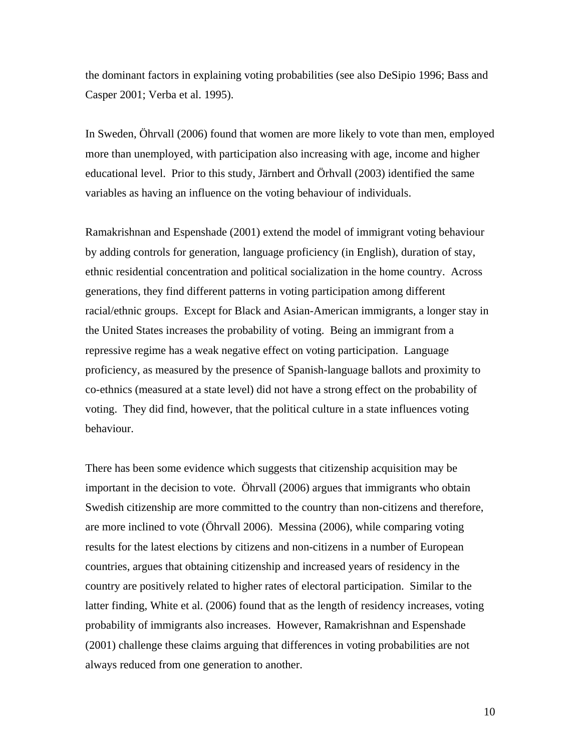the dominant factors in explaining voting probabilities (see also DeSipio 1996; Bass and Casper 2001; Verba et al. 1995).

In Sweden, Öhrvall (2006) found that women are more likely to vote than men, employed more than unemployed, with participation also increasing with age, income and higher educational level. Prior to this study, Järnbert and Örhvall (2003) identified the same variables as having an influence on the voting behaviour of individuals.

Ramakrishnan and Espenshade (2001) extend the model of immigrant voting behaviour by adding controls for generation, language proficiency (in English), duration of stay, ethnic residential concentration and political socialization in the home country. Across generations, they find different patterns in voting participation among different racial/ethnic groups. Except for Black and Asian-American immigrants, a longer stay in the United States increases the probability of voting. Being an immigrant from a repressive regime has a weak negative effect on voting participation. Language proficiency, as measured by the presence of Spanish-language ballots and proximity to co-ethnics (measured at a state level) did not have a strong effect on the probability of voting. They did find, however, that the political culture in a state influences voting behaviour.

There has been some evidence which suggests that citizenship acquisition may be important in the decision to vote. Öhrvall (2006) argues that immigrants who obtain Swedish citizenship are more committed to the country than non-citizens and therefore, are more inclined to vote (Öhrvall 2006). Messina (2006), while comparing voting results for the latest elections by citizens and non-citizens in a number of European countries, argues that obtaining citizenship and increased years of residency in the country are positively related to higher rates of electoral participation. Similar to the latter finding, White et al. (2006) found that as the length of residency increases, voting probability of immigrants also increases. However, Ramakrishnan and Espenshade (2001) challenge these claims arguing that differences in voting probabilities are not always reduced from one generation to another.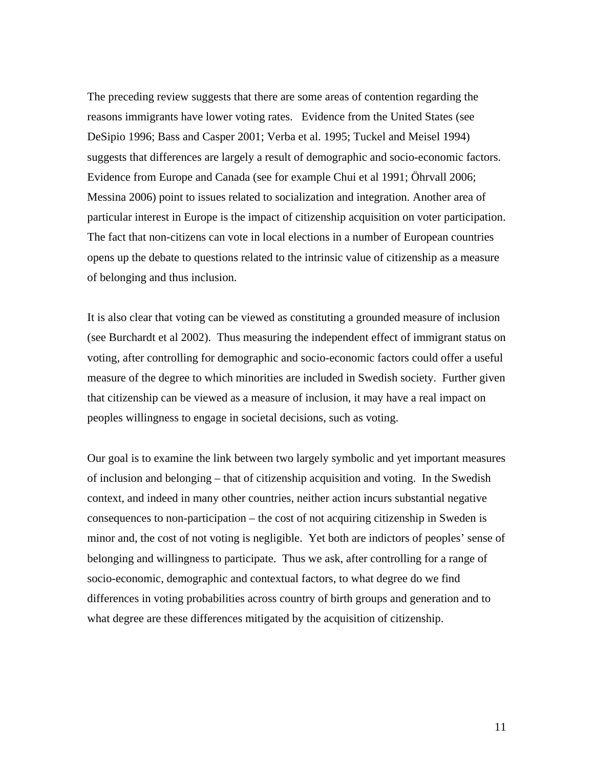The preceding review suggests that there are some areas of contention regarding the reasons immigrants have lower voting rates. Evidence from the United States (see DeSipio 1996; Bass and Casper 2001; Verba et al. 1995; Tuckel and Meisel 1994) suggests that differences are largely a result of demographic and socio-economic factors. Evidence from Europe and Canada (see for example Chui et al 1991; Öhrvall 2006; Messina 2006) point to issues related to socialization and integration. Another area of particular interest in Europe is the impact of citizenship acquisition on voter participation. The fact that non-citizens can vote in local elections in a number of European countries opens up the debate to questions related to the intrinsic value of citizenship as a measure of belonging and thus inclusion.

It is also clear that voting can be viewed as constituting a grounded measure of inclusion (see Burchardt et al 2002). Thus measuring the independent effect of immigrant status on voting, after controlling for demographic and socio-economic factors could offer a useful measure of the degree to which minorities are included in Swedish society. Further given that citizenship can be viewed as a measure of inclusion, it may have a real impact on peoples willingness to engage in societal decisions, such as voting.

Our goal is to examine the link between two largely symbolic and yet important measures of inclusion and belonging – that of citizenship acquisition and voting. In the Swedish context, and indeed in many other countries, neither action incurs substantial negative consequences to non-participation – the cost of not acquiring citizenship in Sweden is minor and, the cost of not voting is negligible. Yet both are indictors of peoples' sense of belonging and willingness to participate. Thus we ask, after controlling for a range of socio-economic, demographic and contextual factors, to what degree do we find differences in voting probabilities across country of birth groups and generation and to what degree are these differences mitigated by the acquisition of citizenship.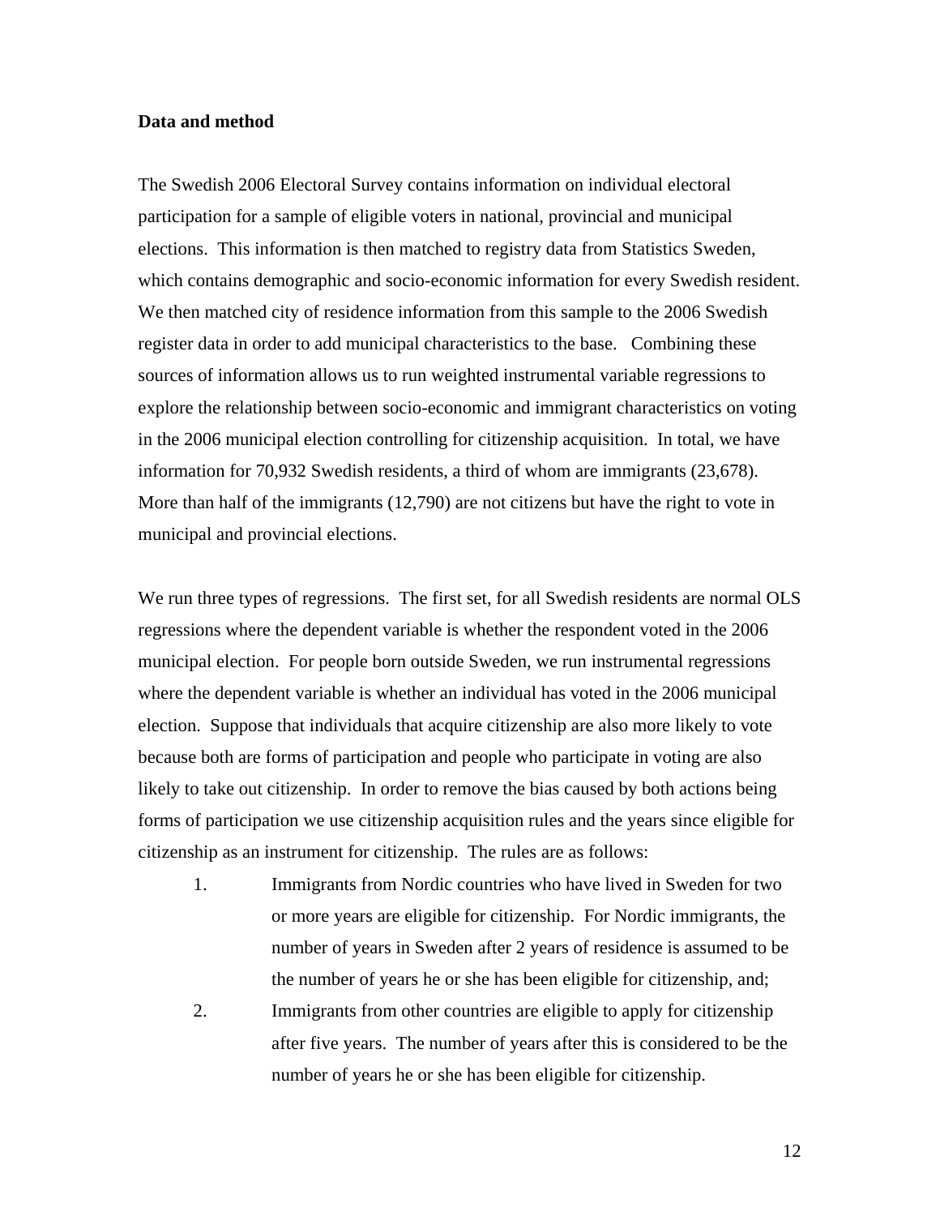**Data and method**

The Swedish 2006 Electoral Survey contains information on individual electoral participation for a sample of eligible voters in national, provincial and municipal elections. This information is then matched to registry data from Statistics Sweden, which contains demographic and socio-economic information for every Swedish resident. We then matched city of residence information from this sample to the 2006 Swedish register data in order to add municipal characteristics to the base. Combining these sources of information allows us to run weighted instrumental variable regressions to explore the relationship between socio-economic and immigrant characteristics on voting in the 2006 municipal election controlling for citizenship acquisition. In total, we have information for 70,932 Swedish residents, a third of whom are immigrants (23,678). More than half of the immigrants (12,790) are not citizens but have the right to vote in municipal and provincial elections.

We run three types of regressions. The first set, for all Swedish residents are normal OLS regressions where the dependent variable is whether the respondent voted in the 2006 municipal election. For people born outside Sweden, we run instrumental regressions where the dependent variable is whether an individual has voted in the 2006 municipal election. Suppose that individuals that acquire citizenship are also more likely to vote because both are forms of participation and people who participate in voting are also likely to take out citizenship. In order to remove the bias caused by both actions being forms of participation we use citizenship acquisition rules and the years since eligible for citizenship as an instrument for citizenship. The rules are as follows:

1. Immigrants from Nordic countries who have lived in Sweden for two or more years are eligible for citizenship. For Nordic immigrants, the number of years in Sweden after 2 years of residence is assumed to be the number of years he or she has been eligible for citizenship, and;
2. Immigrants from other countries are eligible to apply for citizenship after five years. The number of years after this is considered to be the number of years he or she has been eligible for citizenship.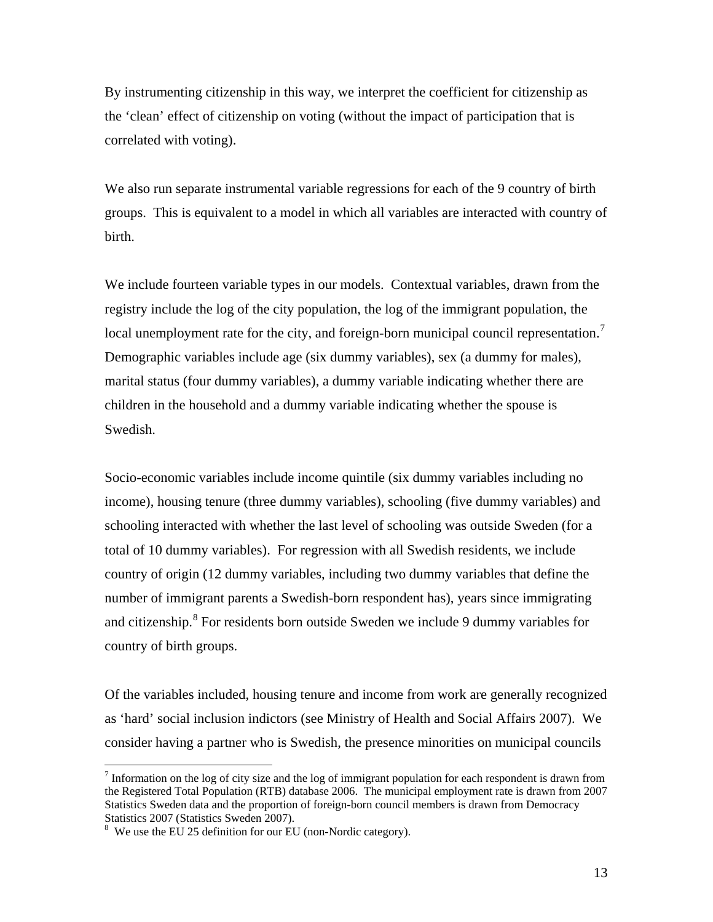By instrumenting citizenship in this way, we interpret the coefficient for citizenship as the 'clean' effect of citizenship on voting (without the impact of participation that is correlated with voting).

We also run separate instrumental variable regressions for each of the 9 country of birth groups. This is equivalent to a model in which all variables are interacted with country of birth.

We include fourteen variable types in our models. Contextual variables, drawn from the registry include the log of the city population, the log of the immigrant population, the local unemployment rate for the city, and foreign-born municipal council representation.[7] Demographic variables include age (six dummy variables), sex (a dummy for males), marital status (four dummy variables), a dummy variable indicating whether there are children in the household and a dummy variable indicating whether the spouse is Swedish.

Socio-economic variables include income quintile (six dummy variables including no income), housing tenure (three dummy variables), schooling (five dummy variables) and schooling interacted with whether the last level of schooling was outside Sweden (for a total of 10 dummy variables). For regression with all Swedish residents, we include country of origin (12 dummy variables, including two dummy variables that define the number of immigrant parents a Swedish-born respondent has), years since immigrating and citizenship.[8] For residents born outside Sweden we include 9 dummy variables for country of birth groups.

Of the variables included, housing tenure and income from work are generally recognized as 'hard' social inclusion indictors (see Ministry of Health and Social Affairs 2007). We consider having a partner who is Swedish, the presence minorities on municipal councils

---

[7] Information on the log of city size and the log of immigrant population for each respondent is drawn from the Registered Total Population (RTB) database 2006. The municipal employment rate is drawn from 2007 Statistics Sweden data and the proportion of foreign-born council members is drawn from Democracy Statistics 2007 (Statistics Sweden 2007).

[8] We use the EU 25 definition for our EU (non-Nordic category).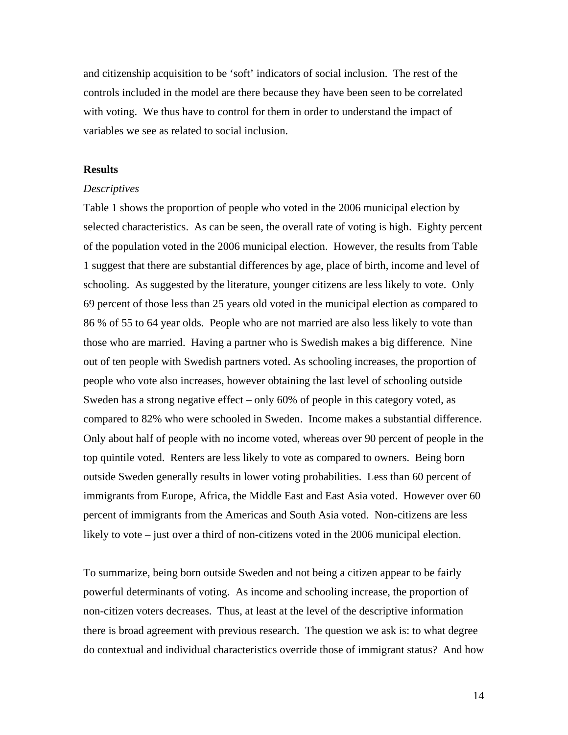and citizenship acquisition to be 'soft' indicators of social inclusion. The rest of the controls included in the model are there because they have been seen to be correlated with voting. We thus have to control for them in order to understand the impact of variables we see as related to social inclusion.

**Results**

*Descriptives*

Table 1 shows the proportion of people who voted in the 2006 municipal election by selected characteristics. As can be seen, the overall rate of voting is high. Eighty percent of the population voted in the 2006 municipal election. However, the results from Table 1 suggest that there are substantial differences by age, place of birth, income and level of schooling. As suggested by the literature, younger citizens are less likely to vote. Only 69 percent of those less than 25 years old voted in the municipal election as compared to 86 % of 55 to 64 year olds. People who are not married are also less likely to vote than those who are married. Having a partner who is Swedish makes a big difference. Nine out of ten people with Swedish partners voted. As schooling increases, the proportion of people who vote also increases, however obtaining the last level of schooling outside Sweden has a strong negative effect – only 60% of people in this category voted, as compared to 82% who were schooled in Sweden. Income makes a substantial difference. Only about half of people with no income voted, whereas over 90 percent of people in the top quintile voted. Renters are less likely to vote as compared to owners. Being born outside Sweden generally results in lower voting probabilities. Less than 60 percent of immigrants from Europe, Africa, the Middle East and East Asia voted. However over 60 percent of immigrants from the Americas and South Asia voted. Non-citizens are less likely to vote – just over a third of non-citizens voted in the 2006 municipal election.

To summarize, being born outside Sweden and not being a citizen appear to be fairly powerful determinants of voting. As income and schooling increase, the proportion of non-citizen voters decreases. Thus, at least at the level of the descriptive information there is broad agreement with previous research. The question we ask is: to what degree do contextual and individual characteristics override those of immigrant status? And how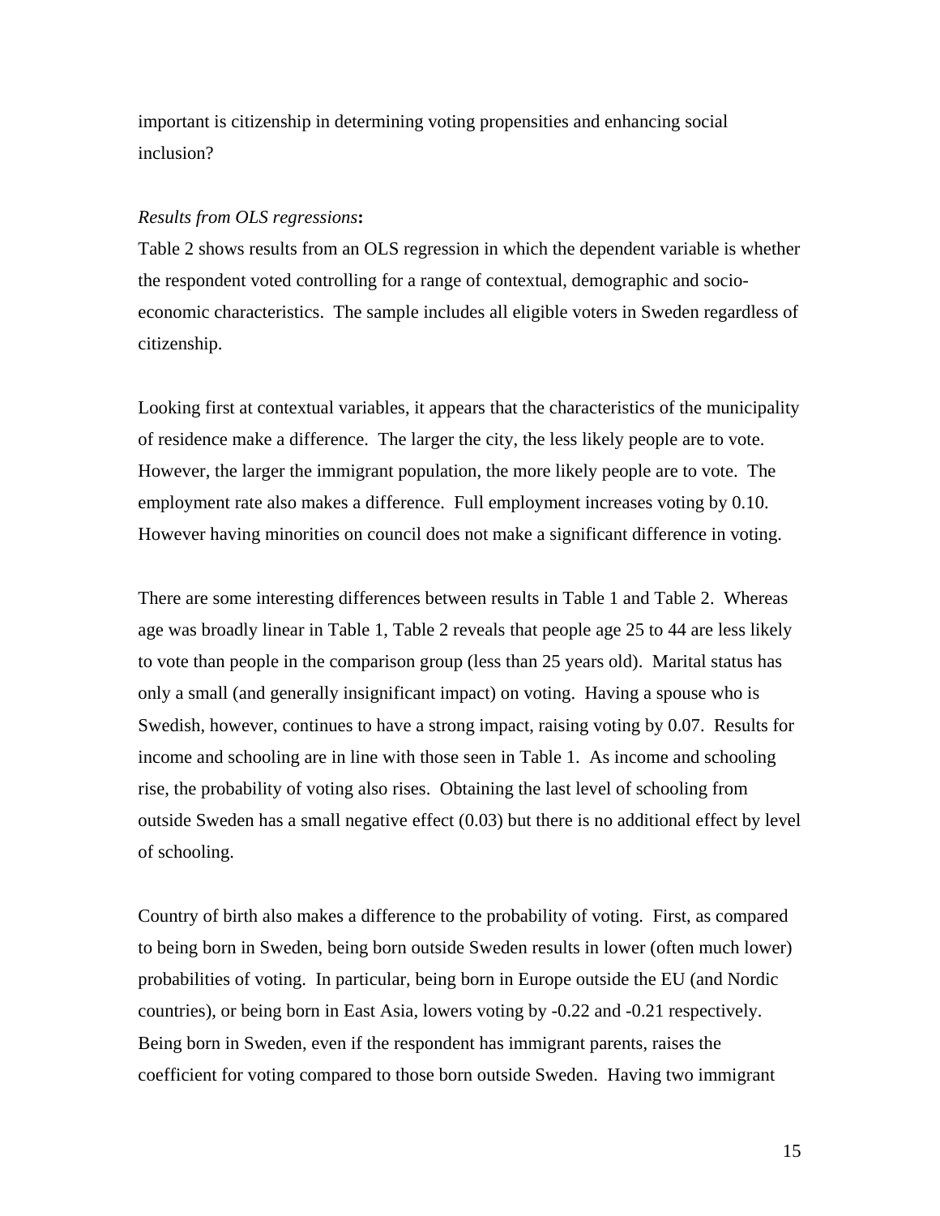important is citizenship in determining voting propensities and enhancing social inclusion?

*Results from OLS regressions***:**

Table 2 shows results from an OLS regression in which the dependent variable is whether the respondent voted controlling for a range of contextual, demographic and socio-economic characteristics. The sample includes all eligible voters in Sweden regardless of citizenship.

Looking first at contextual variables, it appears that the characteristics of the municipality of residence make a difference. The larger the city, the less likely people are to vote. However, the larger the immigrant population, the more likely people are to vote. The employment rate also makes a difference. Full employment increases voting by 0.10. However having minorities on council does not make a significant difference in voting.

There are some interesting differences between results in Table 1 and Table 2. Whereas age was broadly linear in Table 1, Table 2 reveals that people age 25 to 44 are less likely to vote than people in the comparison group (less than 25 years old). Marital status has only a small (and generally insignificant impact) on voting. Having a spouse who is Swedish, however, continues to have a strong impact, raising voting by 0.07. Results for income and schooling are in line with those seen in Table 1. As income and schooling rise, the probability of voting also rises. Obtaining the last level of schooling from outside Sweden has a small negative effect (0.03) but there is no additional effect by level of schooling.

Country of birth also makes a difference to the probability of voting. First, as compared to being born in Sweden, being born outside Sweden results in lower (often much lower) probabilities of voting. In particular, being born in Europe outside the EU (and Nordic countries), or being born in East Asia, lowers voting by -0.22 and -0.21 respectively. Being born in Sweden, even if the respondent has immigrant parents, raises the coefficient for voting compared to those born outside Sweden. Having two immigrant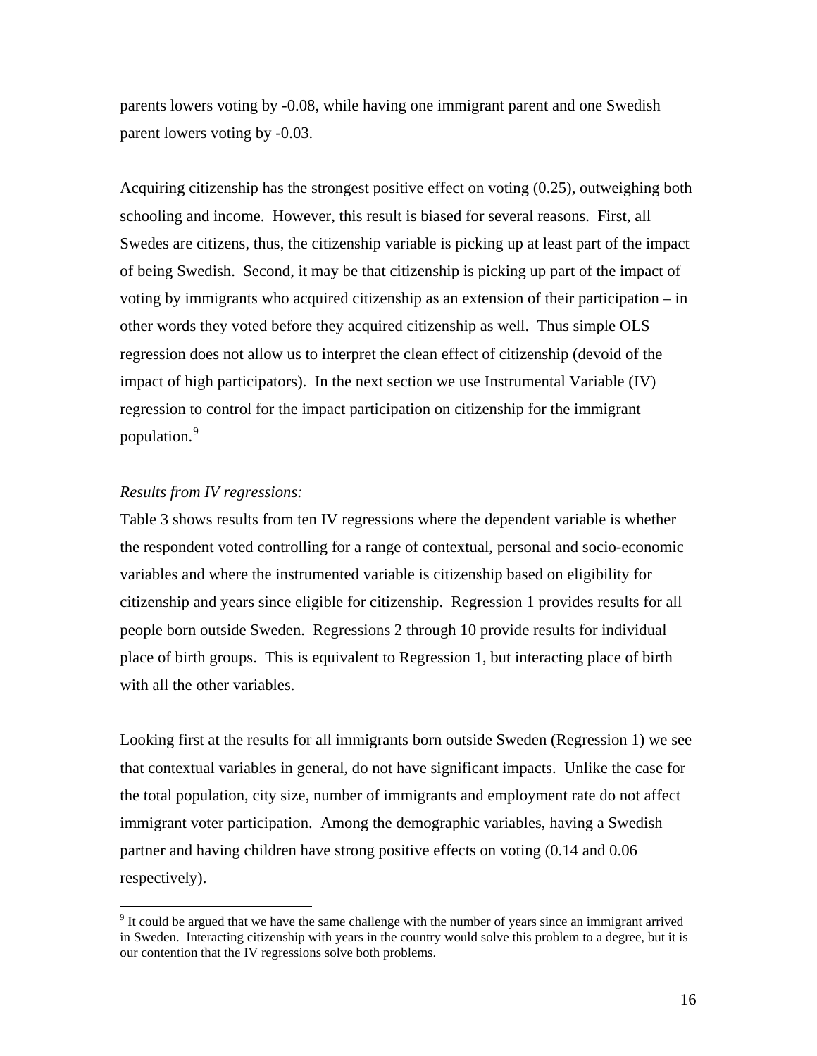parents lowers voting by -0.08, while having one immigrant parent and one Swedish parent lowers voting by -0.03.

Acquiring citizenship has the strongest positive effect on voting (0.25), outweighing both schooling and income. However, this result is biased for several reasons. First, all Swedes are citizens, thus, the citizenship variable is picking up at least part of the impact of being Swedish. Second, it may be that citizenship is picking up part of the impact of voting by immigrants who acquired citizenship as an extension of their participation – in other words they voted before they acquired citizenship as well. Thus simple OLS regression does not allow us to interpret the clean effect of citizenship (devoid of the impact of high participators). In the next section we use Instrumental Variable (IV) regression to control for the impact participation on citizenship for the immigrant population.[9]

*Results from IV regressions:*

Table 3 shows results from ten IV regressions where the dependent variable is whether the respondent voted controlling for a range of contextual, personal and socio-economic variables and where the instrumented variable is citizenship based on eligibility for citizenship and years since eligible for citizenship. Regression 1 provides results for all people born outside Sweden. Regressions 2 through 10 provide results for individual place of birth groups. This is equivalent to Regression 1, but interacting place of birth with all the other variables.

Looking first at the results for all immigrants born outside Sweden (Regression 1) we see that contextual variables in general, do not have significant impacts. Unlike the case for the total population, city size, number of immigrants and employment rate do not affect immigrant voter participation. Among the demographic variables, having a Swedish partner and having children have strong positive effects on voting (0.14 and 0.06 respectively).

[9] It could be argued that we have the same challenge with the number of years since an immigrant arrived in Sweden. Interacting citizenship with years in the country would solve this problem to a degree, but it is our contention that the IV regressions solve both problems.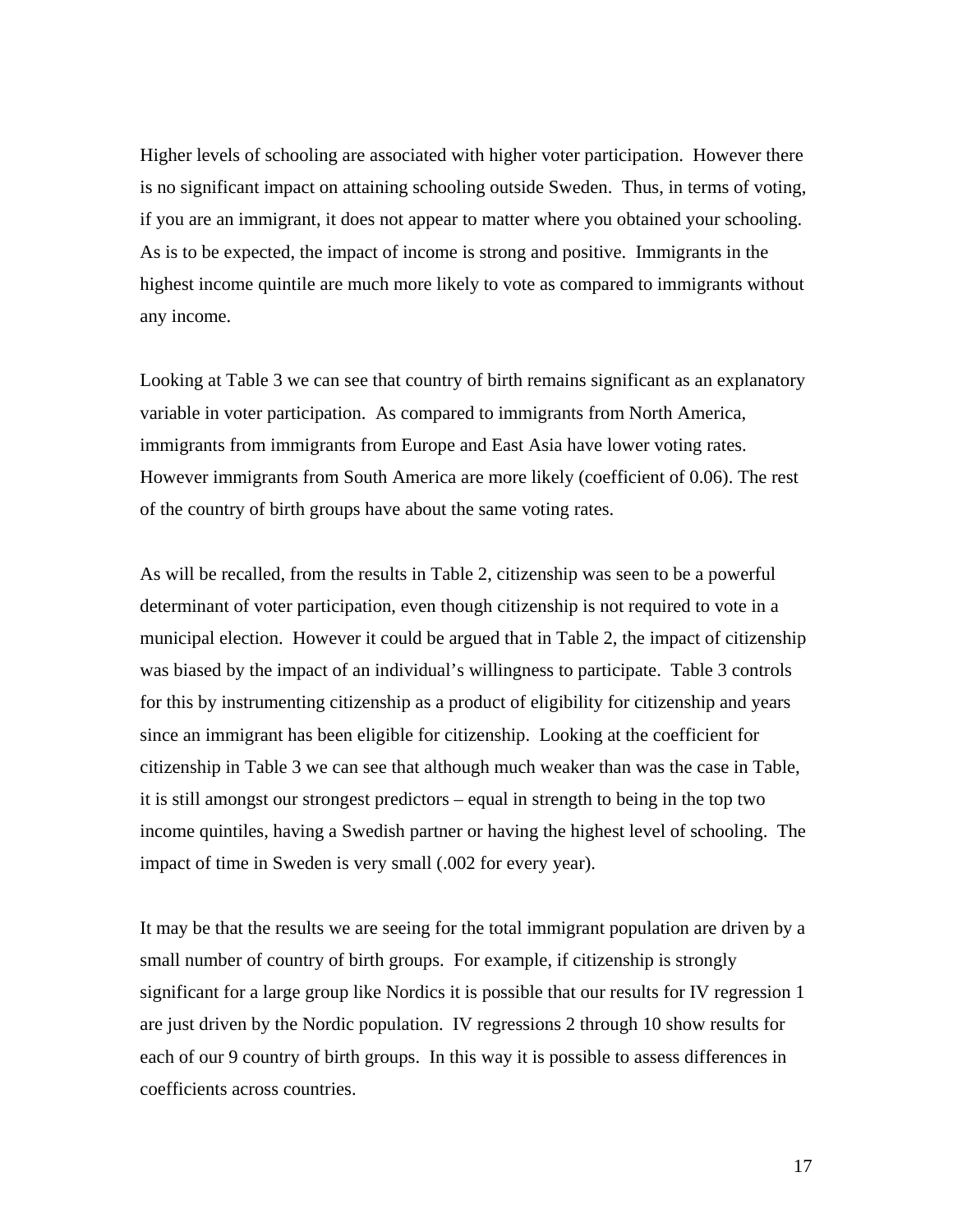Higher levels of schooling are associated with higher voter participation. However there is no significant impact on attaining schooling outside Sweden. Thus, in terms of voting, if you are an immigrant, it does not appear to matter where you obtained your schooling. As is to be expected, the impact of income is strong and positive. Immigrants in the highest income quintile are much more likely to vote as compared to immigrants without any income.

Looking at Table 3 we can see that country of birth remains significant as an explanatory variable in voter participation. As compared to immigrants from North America, immigrants from immigrants from Europe and East Asia have lower voting rates. However immigrants from South America are more likely (coefficient of 0.06). The rest of the country of birth groups have about the same voting rates.

As will be recalled, from the results in Table 2, citizenship was seen to be a powerful determinant of voter participation, even though citizenship is not required to vote in a municipal election. However it could be argued that in Table 2, the impact of citizenship was biased by the impact of an individual's willingness to participate. Table 3 controls for this by instrumenting citizenship as a product of eligibility for citizenship and years since an immigrant has been eligible for citizenship. Looking at the coefficient for citizenship in Table 3 we can see that although much weaker than was the case in Table, it is still amongst our strongest predictors – equal in strength to being in the top two income quintiles, having a Swedish partner or having the highest level of schooling. The impact of time in Sweden is very small (.002 for every year).

It may be that the results we are seeing for the total immigrant population are driven by a small number of country of birth groups. For example, if citizenship is strongly significant for a large group like Nordics it is possible that our results for IV regression 1 are just driven by the Nordic population. IV regressions 2 through 10 show results for each of our 9 country of birth groups. In this way it is possible to assess differences in coefficients across countries.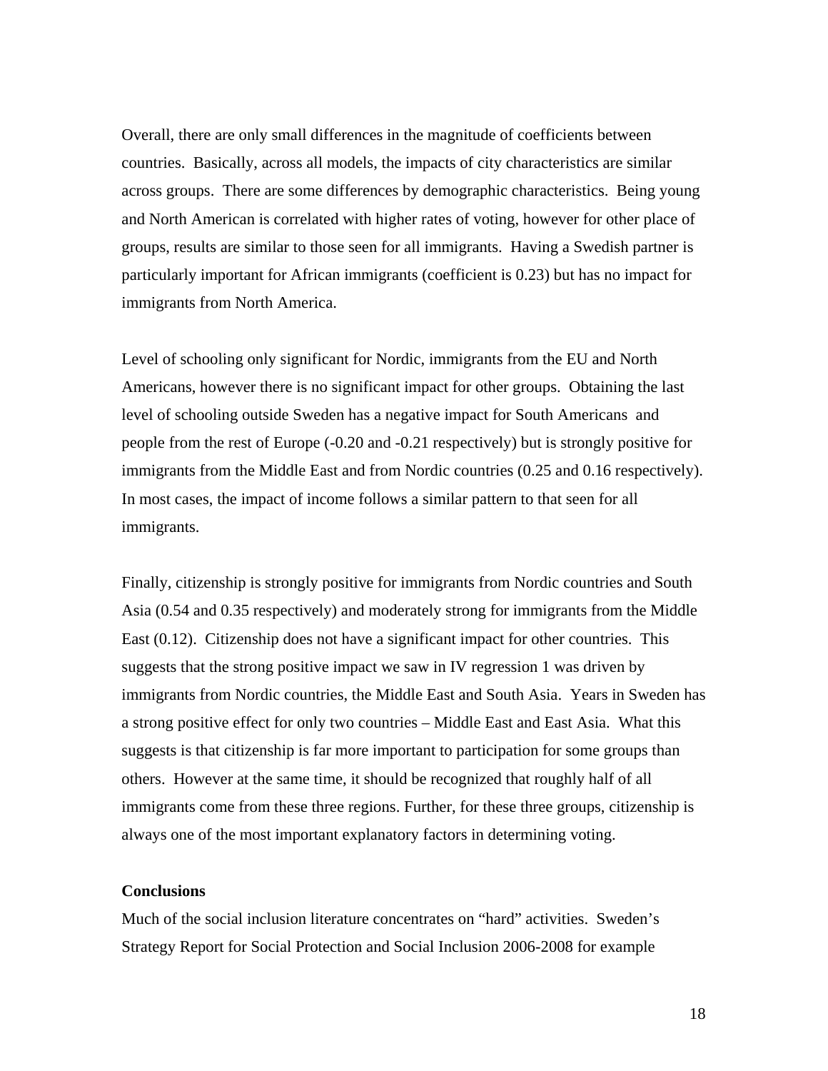Overall, there are only small differences in the magnitude of coefficients between countries. Basically, across all models, the impacts of city characteristics are similar across groups. There are some differences by demographic characteristics. Being young and North American is correlated with higher rates of voting, however for other place of groups, results are similar to those seen for all immigrants. Having a Swedish partner is particularly important for African immigrants (coefficient is 0.23) but has no impact for immigrants from North America.

Level of schooling only significant for Nordic, immigrants from the EU and North Americans, however there is no significant impact for other groups. Obtaining the last level of schooling outside Sweden has a negative impact for South Americans and people from the rest of Europe (-0.20 and -0.21 respectively) but is strongly positive for immigrants from the Middle East and from Nordic countries (0.25 and 0.16 respectively). In most cases, the impact of income follows a similar pattern to that seen for all immigrants.

Finally, citizenship is strongly positive for immigrants from Nordic countries and South Asia (0.54 and 0.35 respectively) and moderately strong for immigrants from the Middle East (0.12). Citizenship does not have a significant impact for other countries. This suggests that the strong positive impact we saw in IV regression 1 was driven by immigrants from Nordic countries, the Middle East and South Asia. Years in Sweden has a strong positive effect for only two countries – Middle East and East Asia. What this suggests is that citizenship is far more important to participation for some groups than others. However at the same time, it should be recognized that roughly half of all immigrants come from these three regions. Further, for these three groups, citizenship is always one of the most important explanatory factors in determining voting.

**Conclusions**

Much of the social inclusion literature concentrates on "hard" activities. Sweden's Strategy Report for Social Protection and Social Inclusion 2006-2008 for example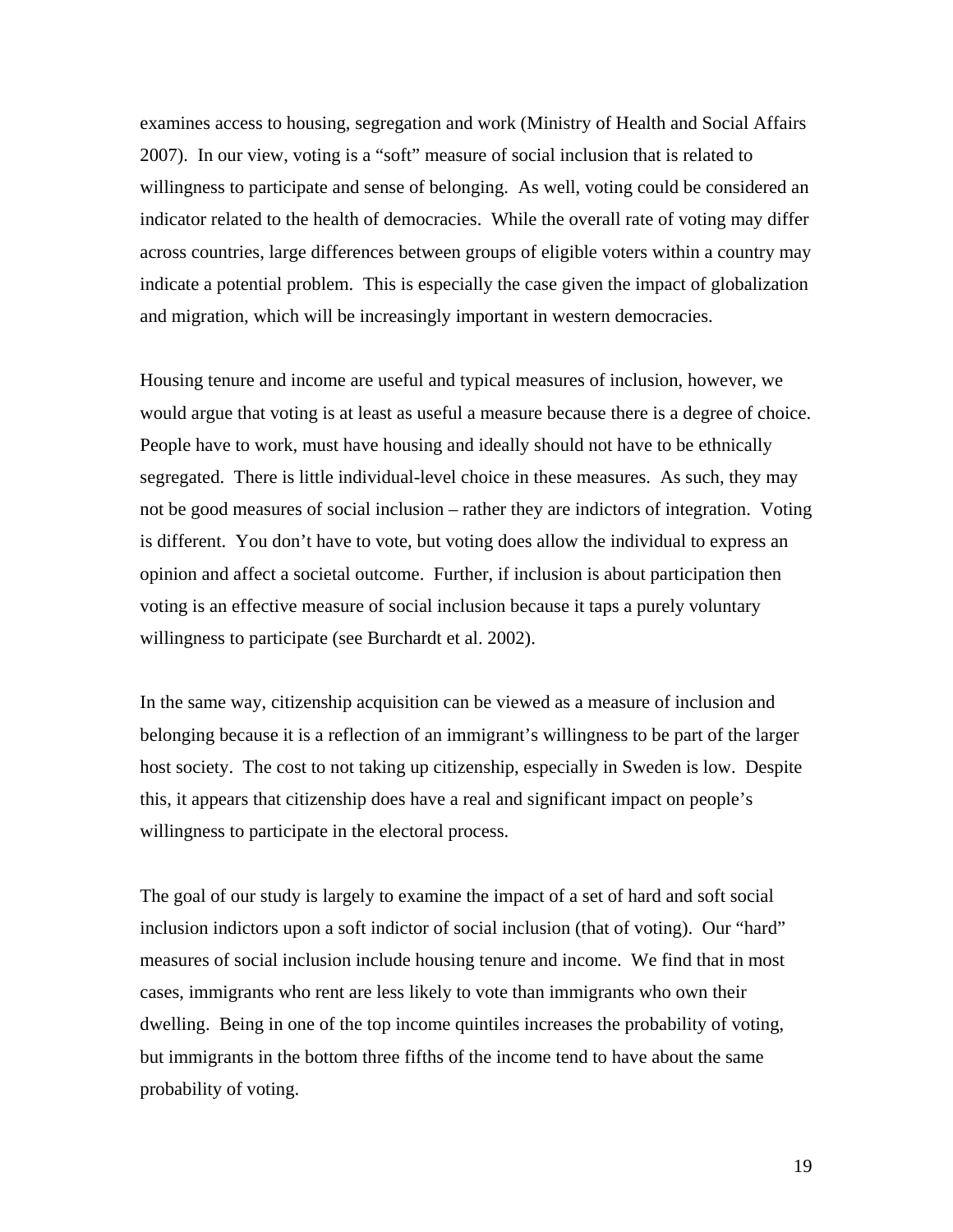examines access to housing, segregation and work (Ministry of Health and Social Affairs 2007). In our view, voting is a "soft" measure of social inclusion that is related to willingness to participate and sense of belonging. As well, voting could be considered an indicator related to the health of democracies. While the overall rate of voting may differ across countries, large differences between groups of eligible voters within a country may indicate a potential problem. This is especially the case given the impact of globalization and migration, which will be increasingly important in western democracies.

Housing tenure and income are useful and typical measures of inclusion, however, we would argue that voting is at least as useful a measure because there is a degree of choice. People have to work, must have housing and ideally should not have to be ethnically segregated. There is little individual-level choice in these measures. As such, they may not be good measures of social inclusion – rather they are indictors of integration. Voting is different. You don't have to vote, but voting does allow the individual to express an opinion and affect a societal outcome. Further, if inclusion is about participation then voting is an effective measure of social inclusion because it taps a purely voluntary willingness to participate (see Burchardt et al. 2002).

In the same way, citizenship acquisition can be viewed as a measure of inclusion and belonging because it is a reflection of an immigrant's willingness to be part of the larger host society. The cost to not taking up citizenship, especially in Sweden is low. Despite this, it appears that citizenship does have a real and significant impact on people's willingness to participate in the electoral process.

The goal of our study is largely to examine the impact of a set of hard and soft social inclusion indictors upon a soft indictor of social inclusion (that of voting). Our "hard" measures of social inclusion include housing tenure and income. We find that in most cases, immigrants who rent are less likely to vote than immigrants who own their dwelling. Being in one of the top income quintiles increases the probability of voting, but immigrants in the bottom three fifths of the income tend to have about the same probability of voting.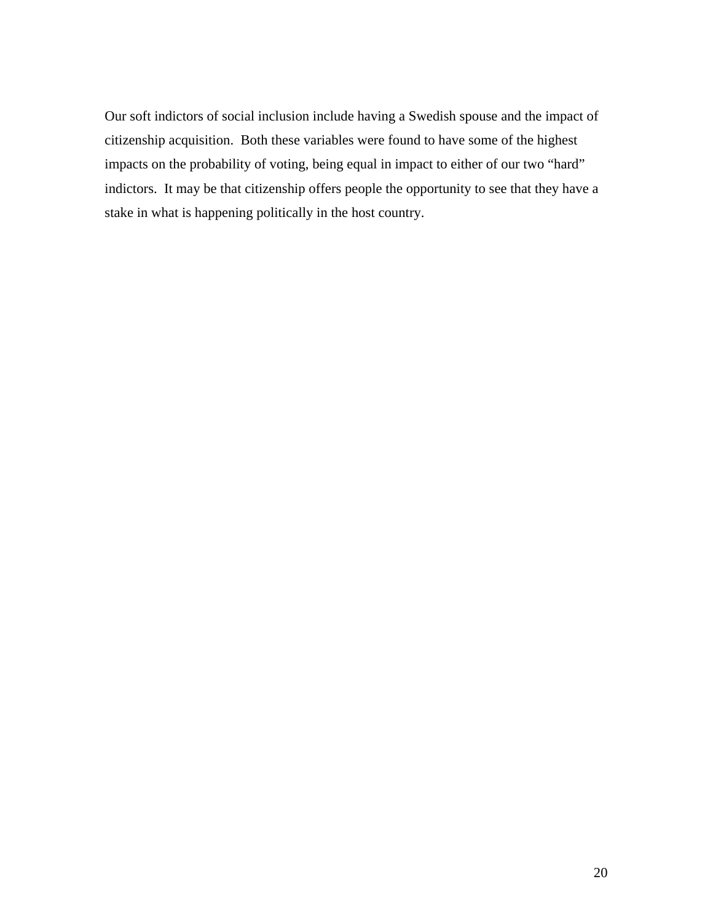Our soft indictors of social inclusion include having a Swedish spouse and the impact of citizenship acquisition. Both these variables were found to have some of the highest impacts on the probability of voting, being equal in impact to either of our two "hard" indictors. It may be that citizenship offers people the opportunity to see that they have a stake in what is happening politically in the host country.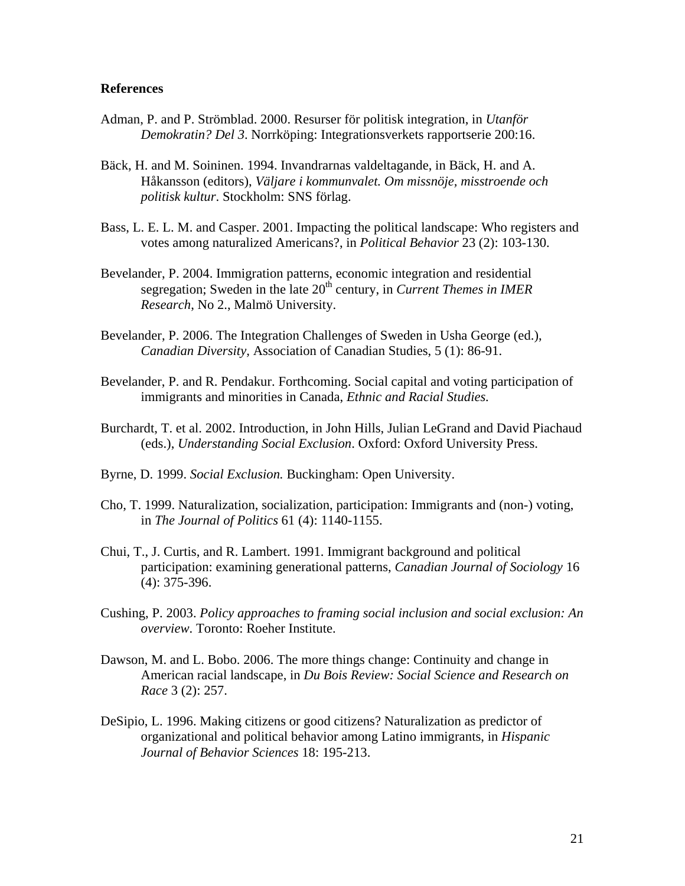**References**

Adman, P. and P. Strömblad. 2000. Resurser för politisk integration, in *Utanför Demokratin? Del 3*. Norrköping: Integrationsverkets rapportserie 200:16.

Bäck, H. and M. Soininen. 1994. Invandrarnas valdeltagande, in Bäck, H. and A. Håkansson (editors), *Väljare i kommunvalet. Om missnöje, misstroende och politisk kultur*. Stockholm: SNS förlag.

Bass, L. E. L. M. and Casper. 2001. Impacting the political landscape: Who registers and votes among naturalized Americans?, in *Political Behavior* 23 (2): 103-130.

Bevelander, P. 2004. Immigration patterns, economic integration and residential segregation; Sweden in the late 20th century, in *Current Themes in IMER Research*, No 2., Malmö University.

Bevelander, P. 2006. The Integration Challenges of Sweden in Usha George (ed.), *Canadian Diversity*, Association of Canadian Studies, 5 (1): 86-91.

Bevelander, P. and R. Pendakur. Forthcoming. Social capital and voting participation of immigrants and minorities in Canada, *Ethnic and Racial Studies.*

Burchardt, T. et al. 2002. Introduction, in John Hills, Julian LeGrand and David Piachaud (eds.), *Understanding Social Exclusion*. Oxford: Oxford University Press.

Byrne, D. 1999. *Social Exclusion.* Buckingham: Open University.

Cho, T. 1999. Naturalization, socialization, participation: Immigrants and (non-) voting, in *The Journal of Politics* 61 (4): 1140-1155.

Chui, T., J. Curtis, and R. Lambert. 1991. Immigrant background and political participation: examining generational patterns, *Canadian Journal of Sociology* 16 (4): 375-396.

Cushing, P. 2003. *Policy approaches to framing social inclusion and social exclusion: An overview.* Toronto: Roeher Institute.

Dawson, M. and L. Bobo. 2006. The more things change: Continuity and change in American racial landscape, in *Du Bois Review: Social Science and Research on Race* 3 (2): 257.

DeSipio, L. 1996. Making citizens or good citizens? Naturalization as predictor of organizational and political behavior among Latino immigrants, in *Hispanic Journal of Behavior Sciences* 18: 195-213.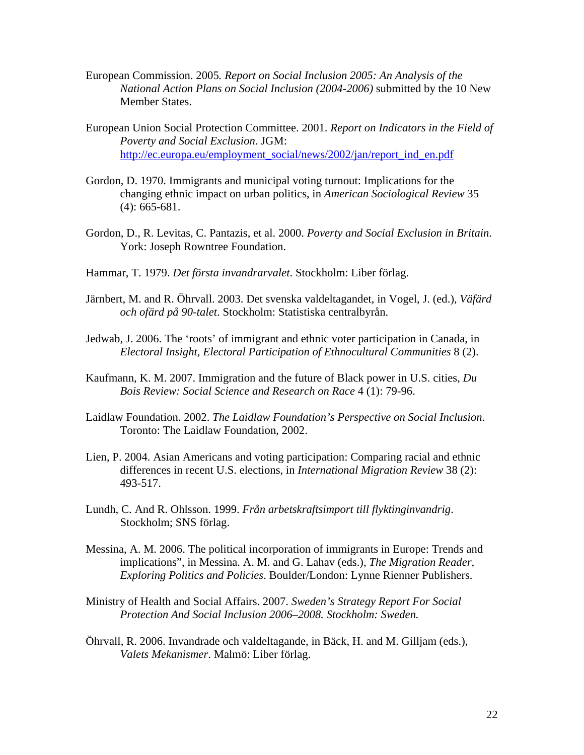European Commission. 2005. *Report on Social Inclusion 2005: An Analysis of the National Action Plans on Social Inclusion (2004-2006)* submitted by the 10 New Member States.

European Union Social Protection Committee. 2001. *Report on Indicators in the Field of Poverty and Social Exclusion*. JGM: http://ec.europa.eu/employment_social/news/2002/jan/report_ind_en.pdf

Gordon, D. 1970. Immigrants and municipal voting turnout: Implications for the changing ethnic impact on urban politics, in *American Sociological Review* 35 (4): 665-681.

Gordon, D., R. Levitas, C. Pantazis, et al. 2000. *Poverty and Social Exclusion in Britain*. York: Joseph Rowntree Foundation.

Hammar, T. 1979. *Det första invandrarvalet*. Stockholm: Liber förlag.

Järnbert, M. and R. Öhrvall. 2003. Det svenska valdeltagandet, in Vogel, J. (ed.), *Väfärd och ofärd på 90-talet*. Stockholm: Statistiska centralbyrån.

Jedwab, J. 2006. The 'roots' of immigrant and ethnic voter participation in Canada, in *Electoral Insight, Electoral Participation of Ethnocultural Communities* 8 (2).

Kaufmann, K. M. 2007. Immigration and the future of Black power in U.S. cities, *Du Bois Review: Social Science and Research on Race* 4 (1): 79-96.

Laidlaw Foundation. 2002. *The Laidlaw Foundation's Perspective on Social Inclusion*. Toronto: The Laidlaw Foundation, 2002.

Lien, P. 2004. Asian Americans and voting participation: Comparing racial and ethnic differences in recent U.S. elections, in *International Migration Review* 38 (2): 493-517.

Lundh, C. And R. Ohlsson. 1999. *Från arbetskraftsimport till flyktinginvandrig*. Stockholm; SNS förlag.

Messina, A. M. 2006. The political incorporation of immigrants in Europe: Trends and implications", in Messina. A. M. and G. Lahav (eds.), *The Migration Reader, Exploring Politics and Policies*. Boulder/London: Lynne Rienner Publishers.

Ministry of Health and Social Affairs. 2007. *Sweden's Strategy Report For Social Protection And Social Inclusion 2006–2008. Stockholm: Sweden.*

Öhrvall, R. 2006. Invandrade och valdeltagande, in Bäck, H. and M. Gilljam (eds.), *Valets Mekanismer*. Malmö: Liber förlag.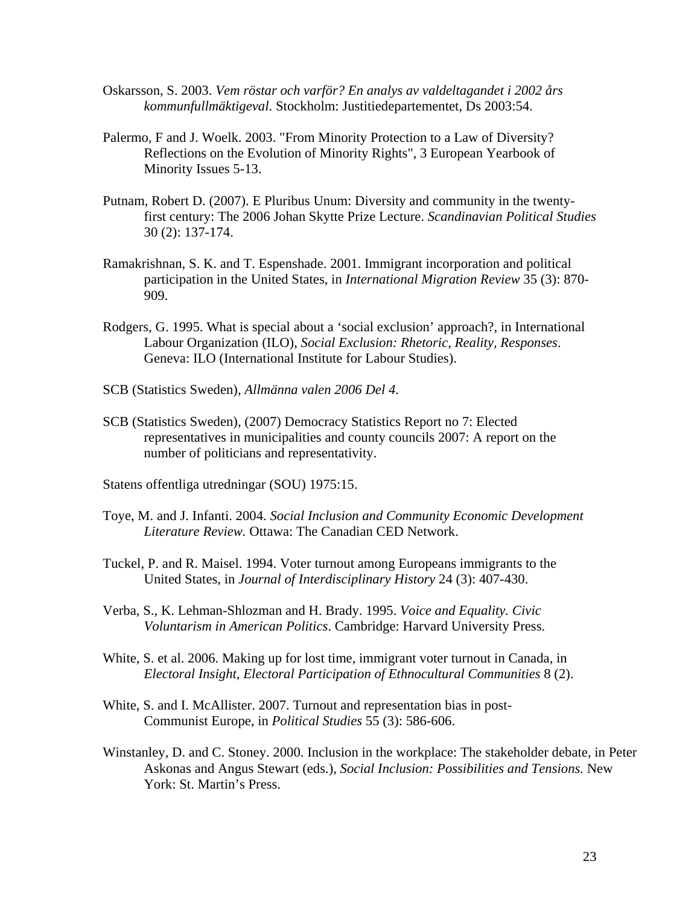Oskarsson, S. 2003. *Vem röstar och varför? En analys av valdeltagandet i 2002 års kommunfullmäktigeval*. Stockholm: Justitiedepartementet, Ds 2003:54.

Palermo, F and J. Woelk. 2003. "From Minority Protection to a Law of Diversity? Reflections on the Evolution of Minority Rights", 3 European Yearbook of Minority Issues 5-13.

Putnam, Robert D. (2007). E Pluribus Unum: Diversity and community in the twenty-first century: The 2006 Johan Skytte Prize Lecture. *Scandinavian Political Studies* 30 (2): 137-174.

Ramakrishnan, S. K. and T. Espenshade. 2001. Immigrant incorporation and political participation in the United States, in *International Migration Review* 35 (3): 870-909.

Rodgers, G. 1995. What is special about a 'social exclusion' approach?, in International Labour Organization (ILO), *Social Exclusion: Rhetoric, Reality, Responses*. Geneva: ILO (International Institute for Labour Studies).

SCB (Statistics Sweden), *Allmänna valen 2006 Del 4*.

SCB (Statistics Sweden), (2007) Democracy Statistics Report no 7: Elected representatives in municipalities and county councils 2007: A report on the number of politicians and representativity.

Statens offentliga utredningar (SOU) 1975:15.

Toye, M. and J. Infanti. 2004. *Social Inclusion and Community Economic Development Literature Review.* Ottawa: The Canadian CED Network.

Tuckel, P. and R. Maisel. 1994. Voter turnout among Europeans immigrants to the United States, in *Journal of Interdisciplinary History* 24 (3): 407-430.

Verba, S., K. Lehman-Shlozman and H. Brady. 1995. *Voice and Equality. Civic Voluntarism in American Politics*. Cambridge: Harvard University Press.

White, S. et al. 2006. Making up for lost time, immigrant voter turnout in Canada, in *Electoral Insight, Electoral Participation of Ethnocultural Communities* 8 (2).

White, S. and I. McAllister. 2007. Turnout and representation bias in post-Communist Europe, in *Political Studies* 55 (3): 586-606.

Winstanley, D. and C. Stoney. 2000. Inclusion in the workplace: The stakeholder debate, in Peter Askonas and Angus Stewart (eds.), *Social Inclusion: Possibilities and Tensions.* New York: St. Martin's Press.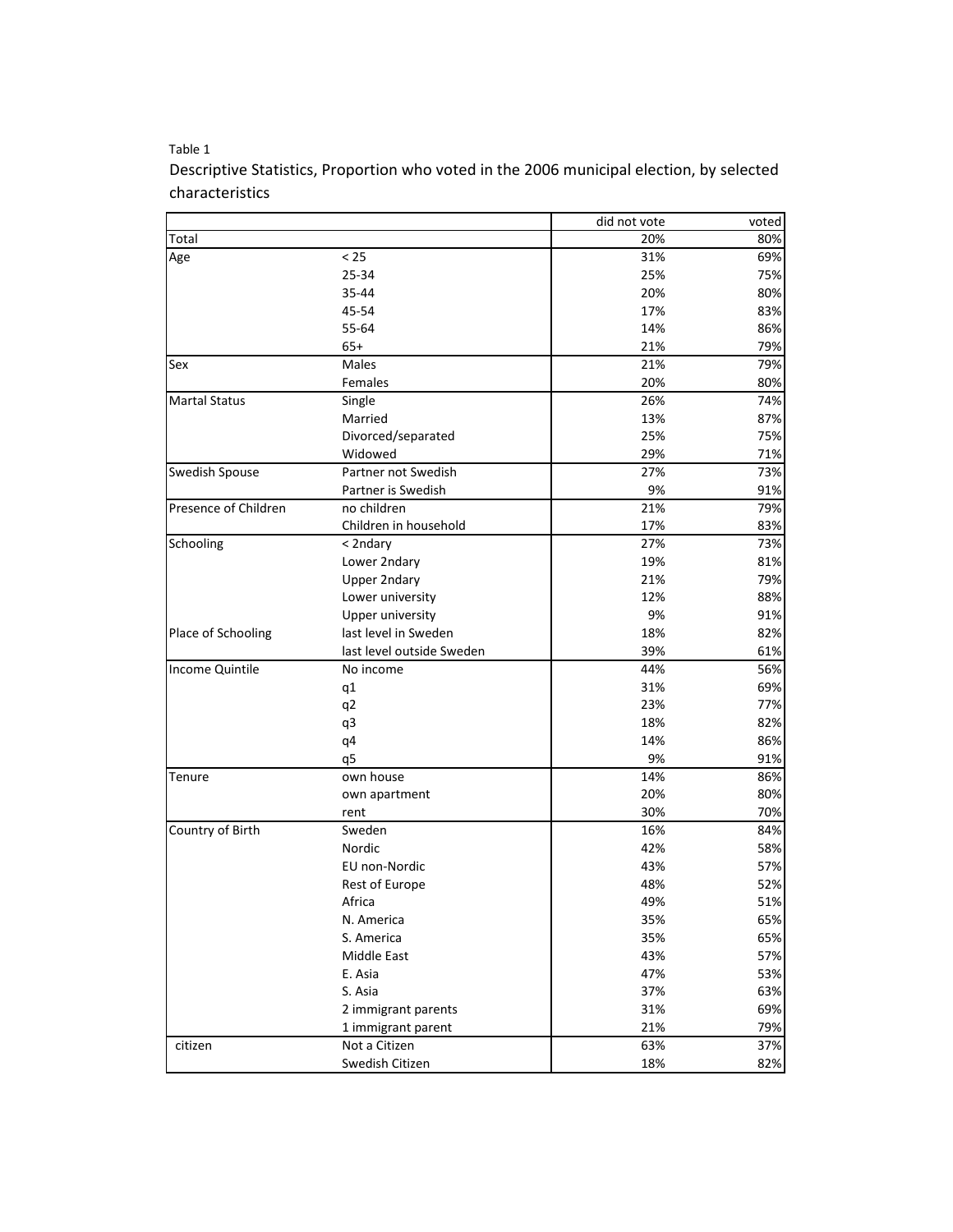Table 1

Descriptive Statistics, Proportion who voted in the 2006 municipal election, by selected characteristics

| | | did not vote | voted |
|---|---|---|---|
| Total | | 20% | 80% |
| Age | < 25 | 31% | 69% |
| | 25-34 | 25% | 75% |
| | 35-44 | 20% | 80% |
| | 45-54 | 17% | 83% |
| | 55-64 | 14% | 86% |
| | 65+ | 21% | 79% |
| Sex | Males | 21% | 79% |
| | Females | 20% | 80% |
| Martal Status | Single | 26% | 74% |
| | Married | 13% | 87% |
| | Divorced/separated | 25% | 75% |
| | Widowed | 29% | 71% |
| Swedish Spouse | Partner not Swedish | 27% | 73% |
| | Partner is Swedish | 9% | 91% |
| Presence of Children | no children | 21% | 79% |
| | Children in household | 17% | 83% |
| Schooling | < 2ndary | 27% | 73% |
| | Lower 2ndary | 19% | 81% |
| | Upper 2ndary | 21% | 79% |
| | Lower university | 12% | 88% |
| | Upper university | 9% | 91% |
| Place of Schooling | last level in Sweden | 18% | 82% |
| | last level outside Sweden | 39% | 61% |
| Income Quintile | No income | 44% | 56% |
| | q1 | 31% | 69% |
| | q2 | 23% | 77% |
| | q3 | 18% | 82% |
| | q4 | 14% | 86% |
| | q5 | 9% | 91% |
| Tenure | own house | 14% | 86% |
| | own apartment | 20% | 80% |
| | rent | 30% | 70% |
| Country of Birth | Sweden | 16% | 84% |
| | Nordic | 42% | 58% |
| | EU non-Nordic | 43% | 57% |
| | Rest of Europe | 48% | 52% |
| | Africa | 49% | 51% |
| | N. America | 35% | 65% |
| | S. America | 35% | 65% |
| | Middle East | 43% | 57% |
| | E. Asia | 47% | 53% |
| | S. Asia | 37% | 63% |
| | 2 immigrant parents | 31% | 69% |
| | 1 immigrant parent | 21% | 79% |
| citizen | Not a Citizen | 63% | 37% |
| | Swedish Citizen | 18% | 82% |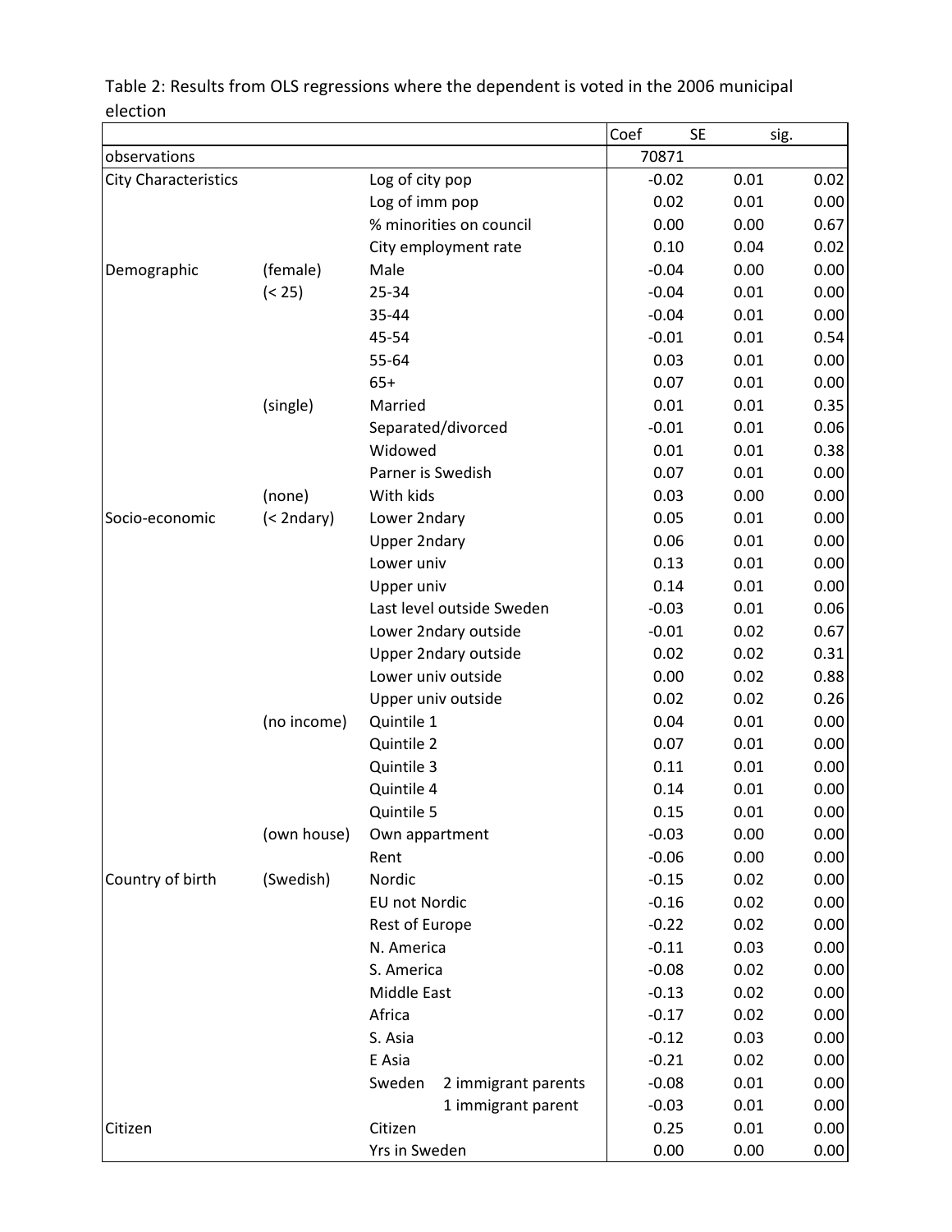Table 2: Results from OLS regressions where the dependent is voted in the 2006 municipal election

| | | | Coef | SE | sig. |
|---|---|---|---|---|---|
| observations | | | 70871 | | |
| City Characteristics | | Log of city pop | -0.02 | 0.01 | 0.02 |
| | | Log of imm pop | 0.02 | 0.01 | 0.00 |
| | | % minorities on council | 0.00 | 0.00 | 0.67 |
| | | City employment rate | 0.10 | 0.04 | 0.02 |
| Demographic | (female) | Male | -0.04 | 0.00 | 0.00 |
| | (< 25) | 25-34 | -0.04 | 0.01 | 0.00 |
| | | 35-44 | -0.04 | 0.01 | 0.00 |
| | | 45-54 | -0.01 | 0.01 | 0.54 |
| | | 55-64 | 0.03 | 0.01 | 0.00 |
| | | 65+ | 0.07 | 0.01 | 0.00 |
| | (single) | Married | 0.01 | 0.01 | 0.35 |
| | | Separated/divorced | -0.01 | 0.01 | 0.06 |
| | | Widowed | 0.01 | 0.01 | 0.38 |
| | | Parner is Swedish | 0.07 | 0.01 | 0.00 |
| | (none) | With kids | 0.03 | 0.00 | 0.00 |
| Socio-economic | (< 2ndary) | Lower 2ndary | 0.05 | 0.01 | 0.00 |
| | | Upper 2ndary | 0.06 | 0.01 | 0.00 |
| | | Lower univ | 0.13 | 0.01 | 0.00 |
| | | Upper univ | 0.14 | 0.01 | 0.00 |
| | | Last level outside Sweden | -0.03 | 0.01 | 0.06 |
| | | Lower 2ndary outside | -0.01 | 0.02 | 0.67 |
| | | Upper 2ndary outside | 0.02 | 0.02 | 0.31 |
| | | Lower univ outside | 0.00 | 0.02 | 0.88 |
| | | Upper univ outside | 0.02 | 0.02 | 0.26 |
| | (no income) | Quintile 1 | 0.04 | 0.01 | 0.00 |
| | | Quintile 2 | 0.07 | 0.01 | 0.00 |
| | | Quintile 3 | 0.11 | 0.01 | 0.00 |
| | | Quintile 4 | 0.14 | 0.01 | 0.00 |
| | | Quintile 5 | 0.15 | 0.01 | 0.00 |
| | (own house) | Own appartment | -0.03 | 0.00 | 0.00 |
| | | Rent | -0.06 | 0.00 | 0.00 |
| Country of birth | (Swedish) | Nordic | -0.15 | 0.02 | 0.00 |
| | | EU not Nordic | -0.16 | 0.02 | 0.00 |
| | | Rest of Europe | -0.22 | 0.02 | 0.00 |
| | | N. America | -0.11 | 0.03 | 0.00 |
| | | S. America | -0.08 | 0.02 | 0.00 |
| | | Middle East | -0.13 | 0.02 | 0.00 |
| | | Africa | -0.17 | 0.02 | 0.00 |
| | | S. Asia | -0.12 | 0.03 | 0.00 |
| | | E Asia | -0.21 | 0.02 | 0.00 |
| | | Sweden 2 immigrant parents | -0.08 | 0.01 | 0.00 |
| | | 1 immigrant parent | -0.03 | 0.01 | 0.00 |
| Citizen | | Citizen | 0.25 | 0.01 | 0.00 |
| | | Yrs in Sweden | 0.00 | 0.00 | 0.00 |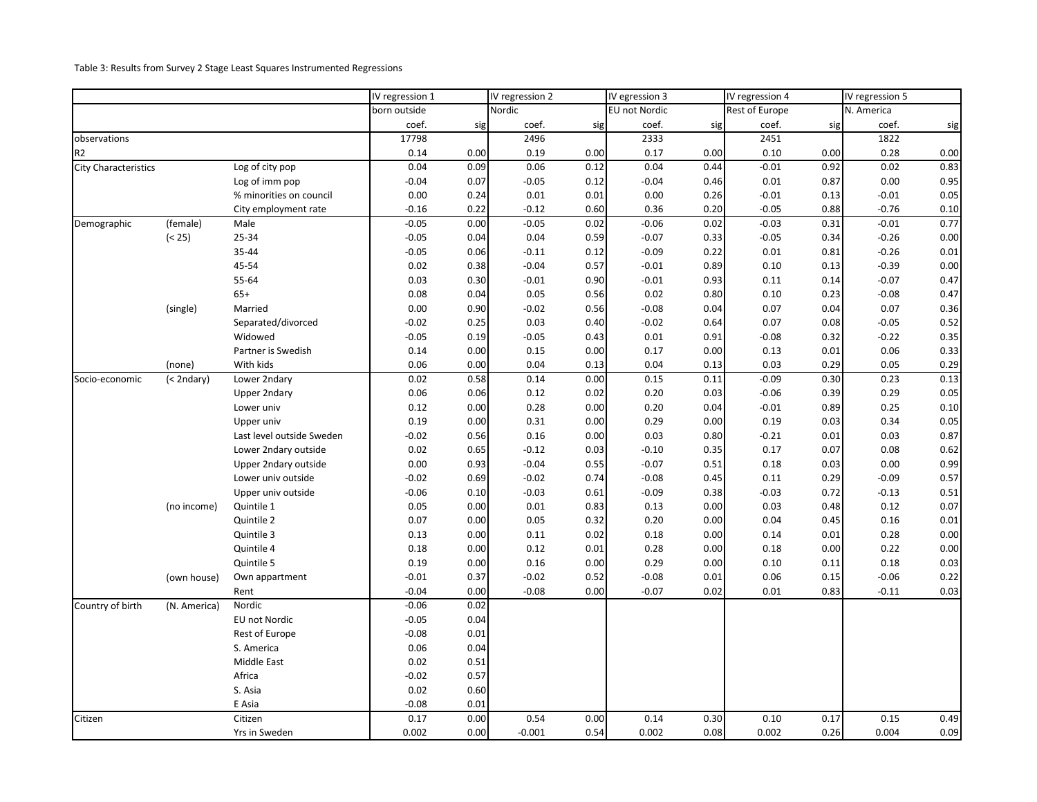Table 3: Results from Survey 2 Stage Least Squares Instrumented Regressions

| | | | IV regression 1 | | IV regression 2 | | IV egression 3 | | IV regression 4 | | IV regression 5 | |
|---|---|---|---|---|---|---|---|---|---|---|---|---|
| | | | born outside | | Nordic | | EU not Nordic | | Rest of Europe | | N. America | |
| | | | coef. | sig | coef. | sig | coef. | sig | coef. | sig | coef. | sig |
| observations | | | 17798 | | 2496 | | 2333 | | 2451 | | 1822 | |
| R2 | | | 0.14 | 0.00 | 0.19 | 0.00 | 0.17 | 0.00 | 0.10 | 0.00 | 0.28 | 0.00 |
| City Characteristics | | Log of city pop | 0.04 | 0.09 | 0.06 | 0.12 | 0.04 | 0.44 | -0.01 | 0.92 | 0.02 | 0.83 |
| | | Log of imm pop | -0.04 | 0.07 | -0.05 | 0.12 | -0.04 | 0.46 | 0.01 | 0.87 | 0.00 | 0.95 |
| | | % minorities on council | 0.00 | 0.24 | 0.01 | 0.01 | 0.00 | 0.26 | -0.01 | 0.13 | -0.01 | 0.05 |
| | | City employment rate | -0.16 | 0.22 | -0.12 | 0.60 | 0.36 | 0.20 | -0.05 | 0.88 | -0.76 | 0.10 |
| Demographic | (female) | Male | -0.05 | 0.00 | -0.05 | 0.02 | -0.06 | 0.02 | -0.03 | 0.31 | -0.01 | 0.77 |
| | (< 25) | 25-34 | -0.05 | 0.04 | 0.04 | 0.59 | -0.07 | 0.33 | -0.05 | 0.34 | -0.26 | 0.00 |
| | | 35-44 | -0.05 | 0.06 | -0.11 | 0.12 | -0.09 | 0.22 | 0.01 | 0.81 | -0.26 | 0.01 |
| | | 45-54 | 0.02 | 0.38 | -0.04 | 0.57 | -0.01 | 0.89 | 0.10 | 0.13 | -0.39 | 0.00 |
| | | 55-64 | 0.03 | 0.30 | -0.01 | 0.90 | -0.01 | 0.93 | 0.11 | 0.14 | -0.07 | 0.47 |
| | | 65+ | 0.08 | 0.04 | 0.05 | 0.56 | 0.02 | 0.80 | 0.10 | 0.23 | -0.08 | 0.47 |
| | (single) | Married | 0.00 | 0.90 | -0.02 | 0.56 | -0.08 | 0.04 | 0.07 | 0.04 | 0.07 | 0.36 |
| | | Separated/divorced | -0.02 | 0.25 | 0.03 | 0.40 | -0.02 | 0.64 | 0.07 | 0.08 | -0.05 | 0.52 |
| | | Widowed | -0.05 | 0.19 | -0.05 | 0.43 | 0.01 | 0.91 | -0.08 | 0.32 | -0.22 | 0.35 |
| | | Partner is Swedish | 0.14 | 0.00 | 0.15 | 0.00 | 0.17 | 0.00 | 0.13 | 0.01 | 0.06 | 0.33 |
| | (none) | With kids | 0.06 | 0.00 | 0.04 | 0.13 | 0.04 | 0.13 | 0.03 | 0.29 | 0.05 | 0.29 |
| Socio-economic | (< 2ndary) | Lower 2ndary | 0.02 | 0.58 | 0.14 | 0.00 | 0.15 | 0.11 | -0.09 | 0.30 | 0.23 | 0.13 |
| | | Upper 2ndary | 0.06 | 0.06 | 0.12 | 0.02 | 0.20 | 0.03 | -0.06 | 0.39 | 0.29 | 0.05 |
| | | Lower univ | 0.12 | 0.00 | 0.28 | 0.00 | 0.20 | 0.04 | -0.01 | 0.89 | 0.25 | 0.10 |
| | | Upper univ | 0.19 | 0.00 | 0.31 | 0.00 | 0.29 | 0.00 | 0.19 | 0.03 | 0.34 | 0.05 |
| | | Last level outside Sweden | -0.02 | 0.56 | 0.16 | 0.00 | 0.03 | 0.80 | -0.21 | 0.01 | 0.03 | 0.87 |
| | | Lower 2ndary outside | 0.02 | 0.65 | -0.12 | 0.03 | -0.10 | 0.35 | 0.17 | 0.07 | 0.08 | 0.62 |
| | | Upper 2ndary outside | 0.00 | 0.93 | -0.04 | 0.55 | -0.07 | 0.51 | 0.18 | 0.03 | 0.00 | 0.99 |
| | | Lower univ outside | -0.02 | 0.69 | -0.02 | 0.74 | -0.08 | 0.45 | 0.11 | 0.29 | -0.09 | 0.57 |
| | | Upper univ outside | -0.06 | 0.10 | -0.03 | 0.61 | -0.09 | 0.38 | -0.03 | 0.72 | -0.13 | 0.51 |
| | (no income) | Quintile 1 | 0.05 | 0.00 | 0.01 | 0.83 | 0.13 | 0.00 | 0.03 | 0.48 | 0.12 | 0.07 |
| | | Quintile 2 | 0.07 | 0.00 | 0.05 | 0.32 | 0.20 | 0.00 | 0.04 | 0.45 | 0.16 | 0.01 |
| | | Quintile 3 | 0.13 | 0.00 | 0.11 | 0.02 | 0.18 | 0.00 | 0.14 | 0.01 | 0.28 | 0.00 |
| | | Quintile 4 | 0.18 | 0.00 | 0.12 | 0.01 | 0.28 | 0.00 | 0.18 | 0.00 | 0.22 | 0.00 |
| | | Quintile 5 | 0.19 | 0.00 | 0.16 | 0.00 | 0.29 | 0.00 | 0.10 | 0.11 | 0.18 | 0.03 |
| | (own house) | Own appartment | -0.01 | 0.37 | -0.02 | 0.52 | -0.08 | 0.01 | 0.06 | 0.15 | -0.06 | 0.22 |
| | | Rent | -0.04 | 0.00 | -0.08 | 0.00 | -0.07 | 0.02 | 0.01 | 0.83 | -0.11 | 0.03 |
| Country of birth | (N. America) | Nordic | -0.06 | 0.02 | | | | | | | | |
| | | EU not Nordic | -0.05 | 0.04 | | | | | | | | |
| | | Rest of Europe | -0.08 | 0.01 | | | | | | | | |
| | | S. America | 0.06 | 0.04 | | | | | | | | |
| | | Middle East | 0.02 | 0.51 | | | | | | | | |
| | | Africa | -0.02 | 0.57 | | | | | | | | |
| | | S. Asia | 0.02 | 0.60 | | | | | | | | |
| | | E Asia | -0.08 | 0.01 | | | | | | | | |
| Citizen | | Citizen | 0.17 | 0.00 | 0.54 | 0.00 | 0.14 | 0.30 | 0.10 | 0.17 | 0.15 | 0.49 |
| | | Yrs in Sweden | 0.002 | 0.00 | -0.001 | 0.54 | 0.002 | 0.08 | 0.002 | 0.26 | 0.004 | 0.09 |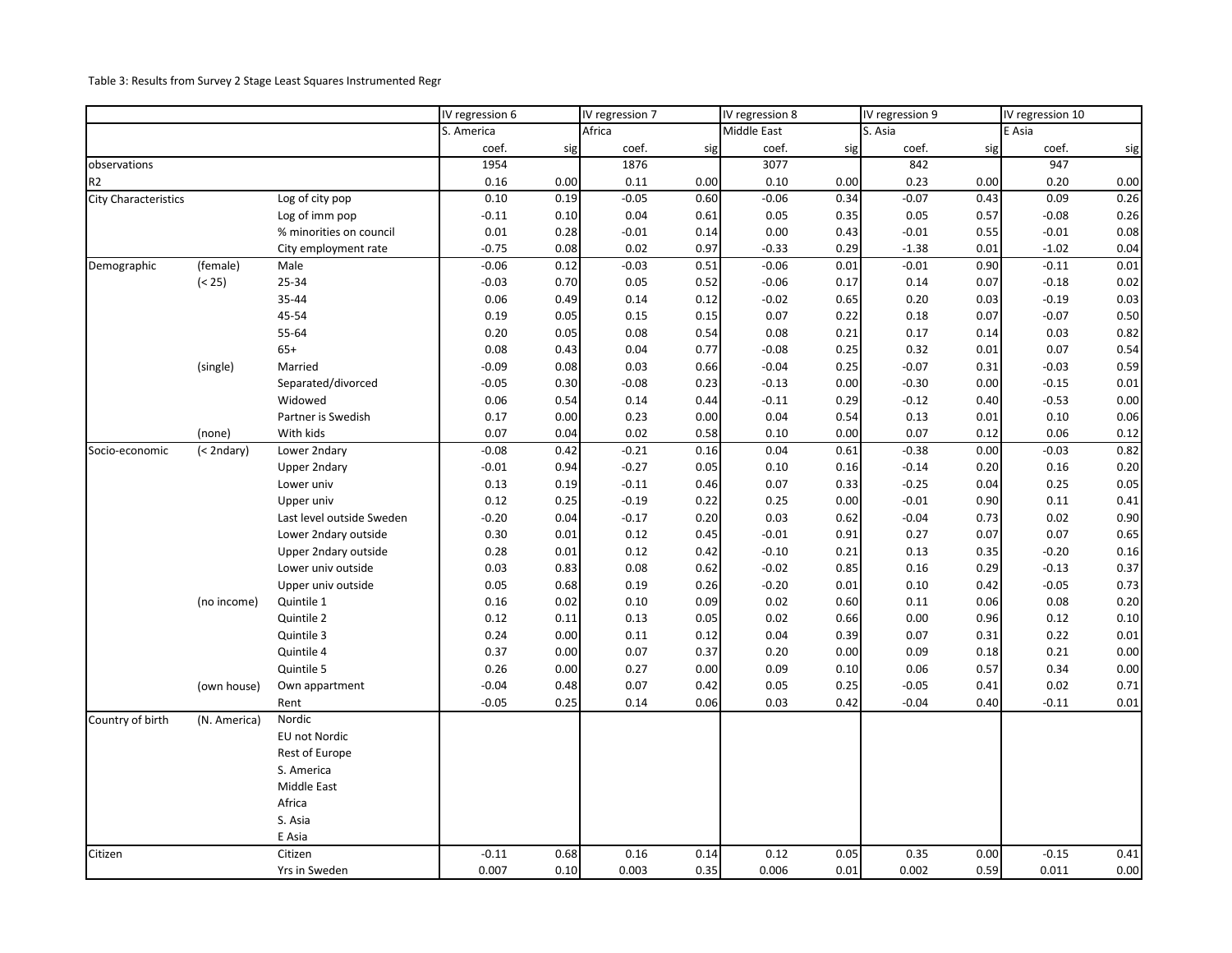Table 3: Results from Survey 2 Stage Least Squares Instrumented Regr

| | | | IV regression 6 | | IV regression 7 | | IV regression 8 | | IV regression 9 | | IV regression 10 | |
|---|---|---|---|---|---|---|---|---|---|---|---|---|
| | | | S. America | | Africa | | Middle East | | S. Asia | | E Asia | |
| | | | coef. | sig | coef. | sig | coef. | sig | coef. | sig | coef. | sig |
| observations | | | 1954 | | 1876 | | 3077 | | 842 | | 947 | |
| R2 | | | 0.16 | 0.00 | 0.11 | 0.00 | 0.10 | 0.00 | 0.23 | 0.00 | 0.20 | 0.00 |
| City Characteristics | | Log of city pop | 0.10 | 0.19 | -0.05 | 0.60 | -0.06 | 0.34 | -0.07 | 0.43 | 0.09 | 0.26 |
| | | Log of imm pop | -0.11 | 0.10 | 0.04 | 0.61 | 0.05 | 0.35 | 0.05 | 0.57 | -0.08 | 0.26 |
| | | % minorities on council | 0.01 | 0.28 | -0.01 | 0.14 | 0.00 | 0.43 | -0.01 | 0.55 | -0.01 | 0.08 |
| | | City employment rate | -0.75 | 0.08 | 0.02 | 0.97 | -0.33 | 0.29 | -1.38 | 0.01 | -1.02 | 0.04 |
| Demographic | (female) | Male | -0.06 | 0.12 | -0.03 | 0.51 | -0.06 | 0.01 | -0.01 | 0.90 | -0.11 | 0.01 |
| | (< 25) | 25-34 | -0.03 | 0.70 | 0.05 | 0.52 | -0.06 | 0.17 | 0.14 | 0.07 | -0.18 | 0.02 |
| | | 35-44 | 0.06 | 0.49 | 0.14 | 0.12 | -0.02 | 0.65 | 0.20 | 0.03 | -0.19 | 0.03 |
| | | 45-54 | 0.19 | 0.05 | 0.15 | 0.15 | 0.07 | 0.22 | 0.18 | 0.07 | -0.07 | 0.50 |
| | | 55-64 | 0.20 | 0.05 | 0.08 | 0.54 | 0.08 | 0.21 | 0.17 | 0.14 | 0.03 | 0.82 |
| | | 65+ | 0.08 | 0.43 | 0.04 | 0.77 | -0.08 | 0.25 | 0.32 | 0.01 | 0.07 | 0.54 |
| | (single) | Married | -0.09 | 0.08 | 0.03 | 0.66 | -0.04 | 0.25 | -0.07 | 0.31 | -0.03 | 0.59 |
| | | Separated/divorced | -0.05 | 0.30 | -0.08 | 0.23 | -0.13 | 0.00 | -0.30 | 0.00 | -0.15 | 0.01 |
| | | Widowed | 0.06 | 0.54 | 0.14 | 0.44 | -0.11 | 0.29 | -0.12 | 0.40 | -0.53 | 0.00 |
| | | Partner is Swedish | 0.17 | 0.00 | 0.23 | 0.00 | 0.04 | 0.54 | 0.13 | 0.01 | 0.10 | 0.06 |
| | (none) | With kids | 0.07 | 0.04 | 0.02 | 0.58 | 0.10 | 0.00 | 0.07 | 0.12 | 0.06 | 0.12 |
| Socio-economic | (< 2ndary) | Lower 2ndary | -0.08 | 0.42 | -0.21 | 0.16 | 0.04 | 0.61 | -0.38 | 0.00 | -0.03 | 0.82 |
| | | Upper 2ndary | -0.01 | 0.94 | -0.27 | 0.05 | 0.10 | 0.16 | -0.14 | 0.20 | 0.16 | 0.20 |
| | | Lower univ | 0.13 | 0.19 | -0.11 | 0.46 | 0.07 | 0.33 | -0.25 | 0.04 | 0.25 | 0.05 |
| | | Upper univ | 0.12 | 0.25 | -0.19 | 0.22 | 0.25 | 0.00 | -0.01 | 0.90 | 0.11 | 0.41 |
| | | Last level outside Sweden | -0.20 | 0.04 | -0.17 | 0.20 | 0.03 | 0.62 | -0.04 | 0.73 | 0.02 | 0.90 |
| | | Lower 2ndary outside | 0.30 | 0.01 | 0.12 | 0.45 | -0.01 | 0.91 | 0.27 | 0.07 | 0.07 | 0.65 |
| | | Upper 2ndary outside | 0.28 | 0.01 | 0.12 | 0.42 | -0.10 | 0.21 | 0.13 | 0.35 | -0.20 | 0.16 |
| | | Lower univ outside | 0.03 | 0.83 | 0.08 | 0.62 | -0.02 | 0.85 | 0.16 | 0.29 | -0.13 | 0.37 |
| | | Upper univ outside | 0.05 | 0.68 | 0.19 | 0.26 | -0.20 | 0.01 | 0.10 | 0.42 | -0.05 | 0.73 |
| | (no income) | Quintile 1 | 0.16 | 0.02 | 0.10 | 0.09 | 0.02 | 0.60 | 0.11 | 0.06 | 0.08 | 0.20 |
| | | Quintile 2 | 0.12 | 0.11 | 0.13 | 0.05 | 0.02 | 0.66 | 0.00 | 0.96 | 0.12 | 0.10 |
| | | Quintile 3 | 0.24 | 0.00 | 0.11 | 0.12 | 0.04 | 0.39 | 0.07 | 0.31 | 0.22 | 0.01 |
| | | Quintile 4 | 0.37 | 0.00 | 0.07 | 0.37 | 0.20 | 0.00 | 0.09 | 0.18 | 0.21 | 0.00 |
| | | Quintile 5 | 0.26 | 0.00 | 0.27 | 0.00 | 0.09 | 0.10 | 0.06 | 0.57 | 0.34 | 0.00 |
| | (own house) | Own appartment | -0.04 | 0.48 | 0.07 | 0.42 | 0.05 | 0.25 | -0.05 | 0.41 | 0.02 | 0.71 |
| | | Rent | -0.05 | 0.25 | 0.14 | 0.06 | 0.03 | 0.42 | -0.04 | 0.40 | -0.11 | 0.01 |
| Country of birth | (N. America) | Nordic | | | | | | | | | | |
| | | EU not Nordic | | | | | | | | | | |
| | | Rest of Europe | | | | | | | | | | |
| | | S. America | | | | | | | | | | |
| | | Middle East | | | | | | | | | | |
| | | Africa | | | | | | | | | | |
| | | S. Asia | | | | | | | | | | |
| | | E Asia | | | | | | | | | | |
| Citizen | | Citizen | -0.11 | 0.68 | 0.16 | 0.14 | 0.12 | 0.05 | 0.35 | 0.00 | -0.15 | 0.41 |
| | | Yrs in Sweden | 0.007 | 0.10 | 0.003 | 0.35 | 0.006 | 0.01 | 0.002 | 0.59 | 0.011 | 0.00 |